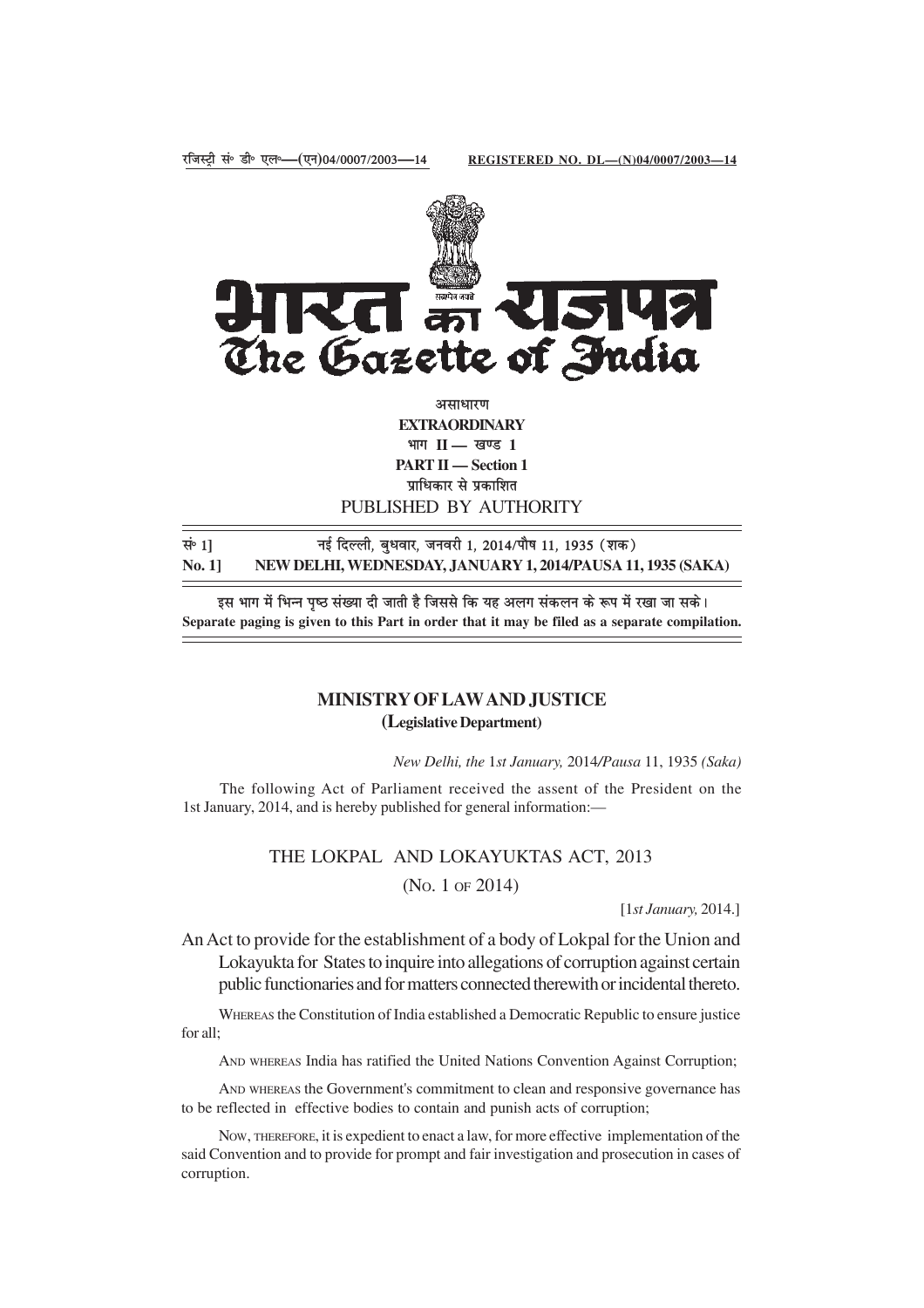रजिस्ट्री सं॰ डी॰ एल॰—(एन)04/0007/2003—14 REGISTERED NO. DL—(N)04/0007/2003—14

# भारत का राजपत्र
# The Gazette of India

असाधारण
**EXTRAORDINARY**
भाग II — खण्ड 1
**PART II — Section 1**
प्राधिकार से प्रकाशित
PUBLISHED BY AUTHORITY

| | |
|---|---|
| सं॰ 1] | नई दिल्ली, बुधवार, जनवरी 1, 2014/पौष 11, 1935 (शक) |
| **No. 1]** | **NEW DELHI, WEDNESDAY, JANUARY 1, 2014/PAUSA 11, 1935 (SAKA)** |

इस भाग में भिन्न पृष्ठ संख्या दी जाती है जिससे कि यह अलग संकलन के रूप में रखा जा सके।
**Separate paging is given to this Part in order that it may be filed as a separate compilation.**

## MINISTRY OF LAW AND JUSTICE
**(Legislative Department)**

*New Delhi, the 1st January, 2014/Pausa 11, 1935 (Saka)*

The following Act of Parliament received the assent of the President on the 1st January, 2014, and is hereby published for general information:—

## THE LOKPAL AND LOKAYUKTAS ACT, 2013

(No. 1 of 2014)

[1*st January,* 2014.]

An Act to provide for the establishment of a body of Lokpal for the Union and Lokayukta for States to inquire into allegations of corruption against certain public functionaries and for matters connected therewith or incidental thereto.

Whereas the Constitution of India established a Democratic Republic to ensure justice for all;

And whereas India has ratified the United Nations Convention Against Corruption;

And whereas the Government's commitment to clean and responsive governance has to be reflected in effective bodies to contain and punish acts of corruption;

Now, therefore, it is expedient to enact a law, for more effective implementation of the said Convention and to provide for prompt and fair investigation and prosecution in cases of corruption.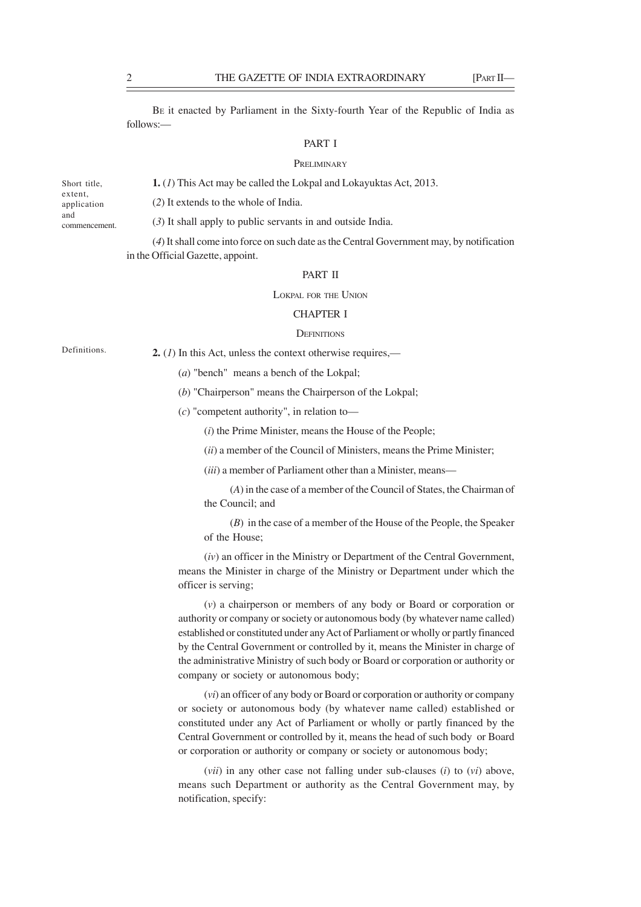BE it enacted by Parliament in the Sixty-fourth Year of the Republic of India as follows:—

## PART I

### PRELIMINARY

Short title, extent, application and commencement.

**1.** (*1*) This Act may be called the Lokpal and Lokayuktas Act, 2013.

(*2*) It extends to the whole of India.

(*3*) It shall apply to public servants in and outside India.

(*4*) It shall come into force on such date as the Central Government may, by notification in the Official Gazette, appoint.

## PART II

### LOKPAL FOR THE UNION

### CHAPTER I

### DEFINITIONS

Definitions.

**2.** (*1*) In this Act, unless the context otherwise requires,—

(*a*) "bench" means a bench of the Lokpal;

(*b*) "Chairperson" means the Chairperson of the Lokpal;

(*c*) "competent authority", in relation to—

(*i*) the Prime Minister, means the House of the People;

(*ii*) a member of the Council of Ministers, means the Prime Minister;

(*iii*) a member of Parliament other than a Minister, means—

(*A*) in the case of a member of the Council of States, the Chairman of the Council; and

(*B*) in the case of a member of the House of the People, the Speaker of the House;

(*iv*) an officer in the Ministry or Department of the Central Government, means the Minister in charge of the Ministry or Department under which the officer is serving;

(*v*) a chairperson or members of any body or Board or corporation or authority or company or society or autonomous body (by whatever name called) established or constituted under any Act of Parliament or wholly or partly financed by the Central Government or controlled by it, means the Minister in charge of the administrative Ministry of such body or Board or corporation or authority or company or society or autonomous body;

(*vi*) an officer of any body or Board or corporation or authority or company or society or autonomous body (by whatever name called) established or constituted under any Act of Parliament or wholly or partly financed by the Central Government or controlled by it, means the head of such body or Board or corporation or authority or company or society or autonomous body;

(*vii*) in any other case not falling under sub-clauses (*i*) to (*vi*) above, means such Department or authority as the Central Government may, by notification, specify: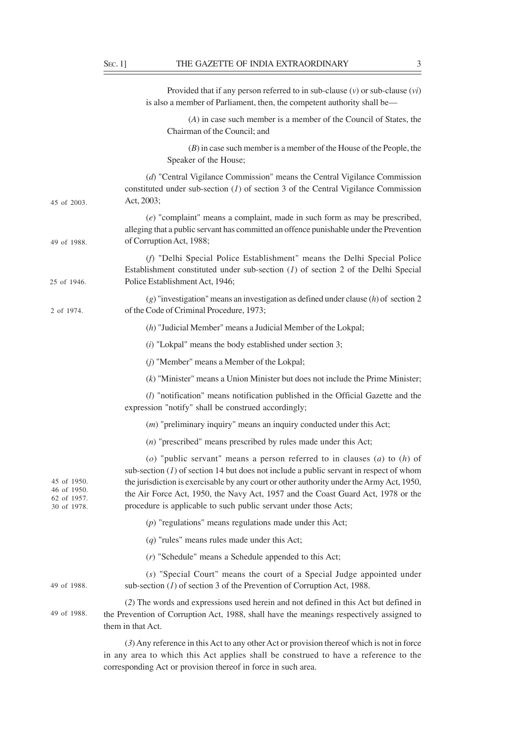Provided that if any person referred to in sub-clause (*v*) or sub-clause (*vi*) is also a member of Parliament, then, the competent authority shall be—

(*A*) in case such member is a member of the Council of States, the Chairman of the Council; and

(*B*) in case such member is a member of the House of the People, the Speaker of the House;

(*d*) "Central Vigilance Commission" means the Central Vigilance Commission constituted under sub-section (*1*) of section 3 of the Central Vigilance Commission Act, 2003; 45 of 2003.

(*e*) "complaint" means a complaint, made in such form as may be prescribed, alleging that a public servant has committed an offence punishable under the Prevention of Corruption Act, 1988; 49 of 1988.

(*f*) "Delhi Special Police Establishment" means the Delhi Special Police Establishment constituted under sub-section (*1*) of section 2 of the Delhi Special Police Establishment Act, 1946; 25 of 1946.

(*g*) "investigation" means an investigation as defined under clause (*h*) of section 2 of the Code of Criminal Procedure, 1973; 2 of 1974.

(*h*) "Judicial Member" means a Judicial Member of the Lokpal;

(*i*) "Lokpal" means the body established under section 3;

(*j*) "Member" means a Member of the Lokpal;

(*k*) "Minister" means a Union Minister but does not include the Prime Minister;

(*l*) "notification" means notification published in the Official Gazette and the expression "notify" shall be construed accordingly;

(*m*) "preliminary inquiry" means an inquiry conducted under this Act;

(*n*) "prescribed" means prescribed by rules made under this Act;

(*o*) "public servant" means a person referred to in clauses (*a*) to (*h*) of sub-section (*1*) of section 14 but does not include a public servant in respect of whom the jurisdiction is exercisable by any court or other authority under the Army Act, 1950, the Air Force Act, 1950, the Navy Act, 1957 and the Coast Guard Act, 1978 or the procedure is applicable to such public servant under those Acts; 45 of 1950. 46 of 1950. 62 of 1957. 30 of 1978.

(*p*) "regulations" means regulations made under this Act;

(*q*) "rules" means rules made under this Act;

(*r*) "Schedule" means a Schedule appended to this Act;

(*s*) "Special Court" means the court of a Special Judge appointed under sub-section (*1*) of section 3 of the Prevention of Corruption Act, 1988. 49 of 1988.

(*2*) The words and expressions used herein and not defined in this Act but defined in the Prevention of Corruption Act, 1988, shall have the meanings respectively assigned to them in that Act. 49 of 1988.

(*3*) Any reference in this Act to any other Act or provision thereof which is not in force in any area to which this Act applies shall be construed to have a reference to the corresponding Act or provision thereof in force in such area.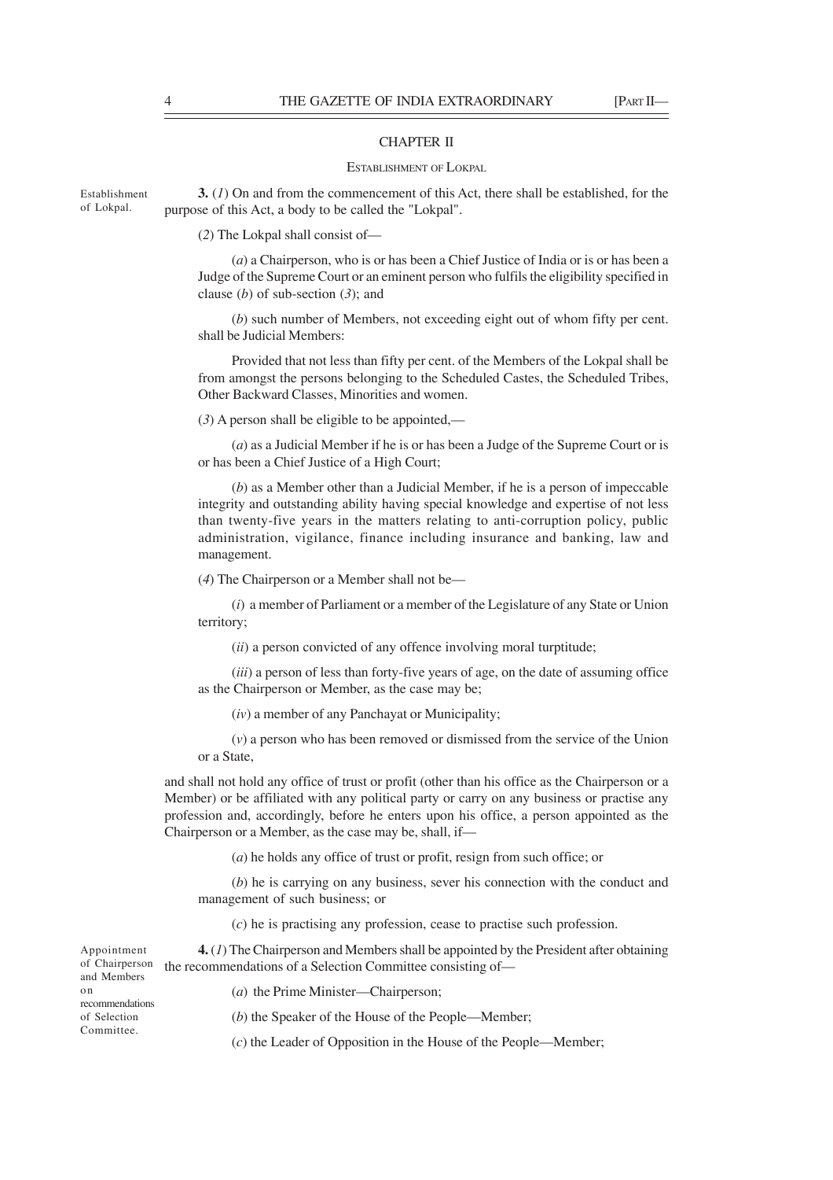## CHAPTER II

### ESTABLISHMENT OF LOKPAL

Establishment of Lokpal.

**3.** (*1*) On and from the commencement of this Act, there shall be established, for the purpose of this Act, a body to be called the "Lokpal".

(*2*) The Lokpal shall consist of—

(*a*) a Chairperson, who is or has been a Chief Justice of India or is or has been a Judge of the Supreme Court or an eminent person who fulfils the eligibility specified in clause (*b*) of sub-section (*3*); and

(*b*) such number of Members, not exceeding eight out of whom fifty per cent. shall be Judicial Members:

Provided that not less than fifty per cent. of the Members of the Lokpal shall be from amongst the persons belonging to the Scheduled Castes, the Scheduled Tribes, Other Backward Classes, Minorities and women.

(*3*) A person shall be eligible to be appointed,—

(*a*) as a Judicial Member if he is or has been a Judge of the Supreme Court or is or has been a Chief Justice of a High Court;

(*b*) as a Member other than a Judicial Member, if he is a person of impeccable integrity and outstanding ability having special knowledge and expertise of not less than twenty-five years in the matters relating to anti-corruption policy, public administration, vigilance, finance including insurance and banking, law and management.

(*4*) The Chairperson or a Member shall not be—

(*i*) a member of Parliament or a member of the Legislature of any State or Union territory;

(*ii*) a person convicted of any offence involving moral turptitude;

(*iii*) a person of less than forty-five years of age, on the date of assuming office as the Chairperson or Member, as the case may be;

(*iv*) a member of any Panchayat or Municipality;

(*v*) a person who has been removed or dismissed from the service of the Union or a State,

and shall not hold any office of trust or profit (other than his office as the Chairperson or a Member) or be affiliated with any political party or carry on any business or practise any profession and, accordingly, before he enters upon his office, a person appointed as the Chairperson or a Member, as the case may be, shall, if—

(*a*) he holds any office of trust or profit, resign from such office; or

(*b*) he is carrying on any business, sever his connection with the conduct and management of such business; or

(*c*) he is practising any profession, cease to practise such profession.

Appointment of Chairperson and Members on recommendations of Selection Committee.

**4.** (*1*) The Chairperson and Members shall be appointed by the President after obtaining the recommendations of a Selection Committee consisting of—

(*a*) the Prime Minister—Chairperson;

(*b*) the Speaker of the House of the People—Member;

(*c*) the Leader of Opposition in the House of the People—Member;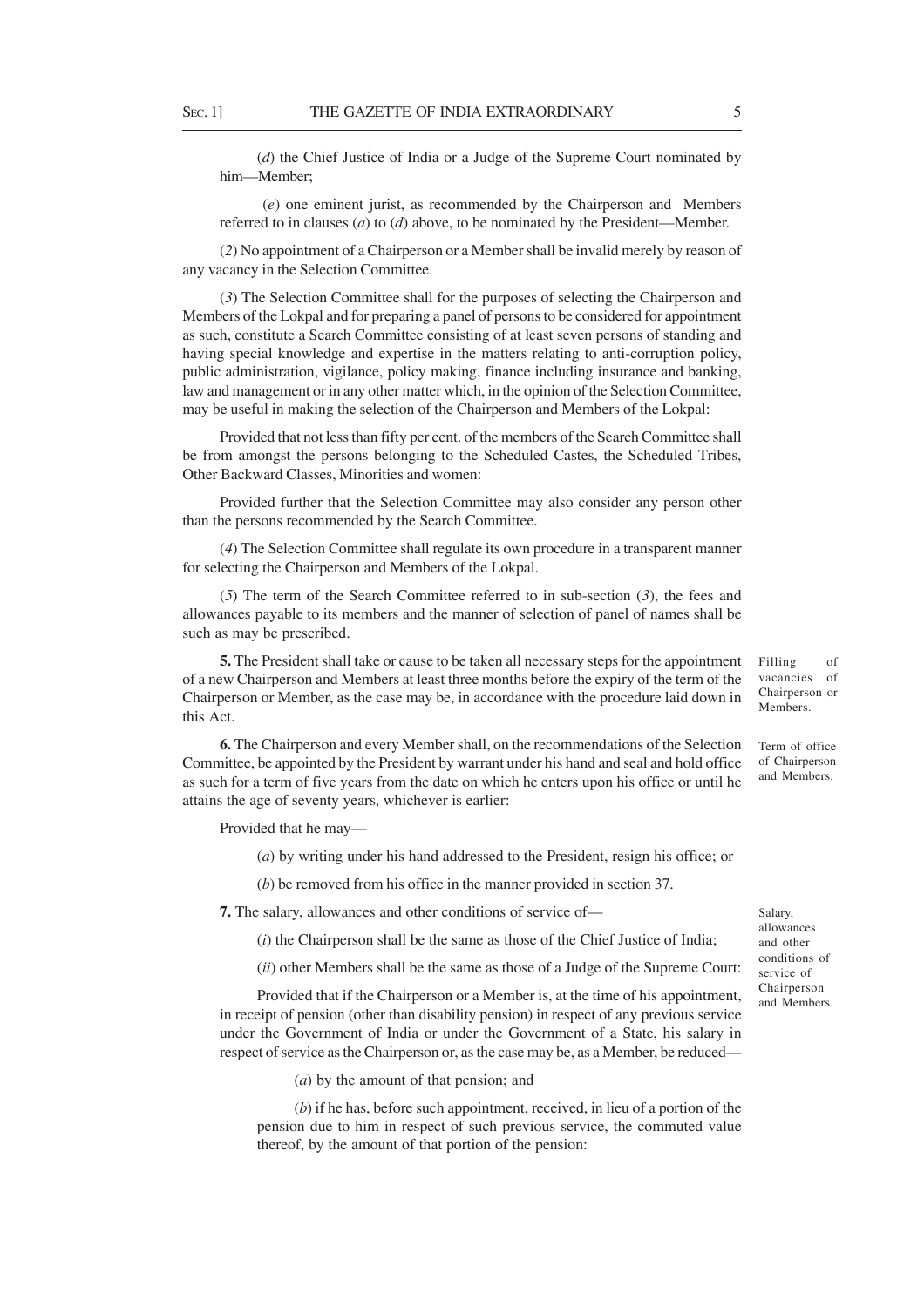(*d*) the Chief Justice of India or a Judge of the Supreme Court nominated by him—Member;

(*e*) one eminent jurist, as recommended by the Chairperson and Members referred to in clauses (*a*) to (*d*) above, to be nominated by the President—Member.

(*2*) No appointment of a Chairperson or a Member shall be invalid merely by reason of any vacancy in the Selection Committee.

(*3*) The Selection Committee shall for the purposes of selecting the Chairperson and Members of the Lokpal and for preparing a panel of persons to be considered for appointment as such, constitute a Search Committee consisting of at least seven persons of standing and having special knowledge and expertise in the matters relating to anti-corruption policy, public administration, vigilance, policy making, finance including insurance and banking, law and management or in any other matter which, in the opinion of the Selection Committee, may be useful in making the selection of the Chairperson and Members of the Lokpal:

Provided that not less than fifty per cent. of the members of the Search Committee shall be from amongst the persons belonging to the Scheduled Castes, the Scheduled Tribes, Other Backward Classes, Minorities and women:

Provided further that the Selection Committee may also consider any person other than the persons recommended by the Search Committee.

(*4*) The Selection Committee shall regulate its own procedure in a transparent manner for selecting the Chairperson and Members of the Lokpal.

(*5*) The term of the Search Committee referred to in sub-section (*3*), the fees and allowances payable to its members and the manner of selection of panel of names shall be such as may be prescribed.

Filling of vacancies of Chairperson or Members.

**5.** The President shall take or cause to be taken all necessary steps for the appointment of a new Chairperson and Members at least three months before the expiry of the term of the Chairperson or Member, as the case may be, in accordance with the procedure laid down in this Act.

Term of office of Chairperson and Members.

**6.** The Chairperson and every Member shall, on the recommendations of the Selection Committee, be appointed by the President by warrant under his hand and seal and hold office as such for a term of five years from the date on which he enters upon his office or until he attains the age of seventy years, whichever is earlier:

Provided that he may—

(*a*) by writing under his hand addressed to the President, resign his office; or

(*b*) be removed from his office in the manner provided in section 37.

Salary, allowances and other conditions of service of Chairperson and Members.

**7.** The salary, allowances and other conditions of service of—

(*i*) the Chairperson shall be the same as those of the Chief Justice of India;

(*ii*) other Members shall be the same as those of a Judge of the Supreme Court:

Provided that if the Chairperson or a Member is, at the time of his appointment, in receipt of pension (other than disability pension) in respect of any previous service under the Government of India or under the Government of a State, his salary in respect of service as the Chairperson or, as the case may be, as a Member, be reduced—

(*a*) by the amount of that pension; and

(*b*) if he has, before such appointment, received, in lieu of a portion of the pension due to him in respect of such previous service, the commuted value thereof, by the amount of that portion of the pension: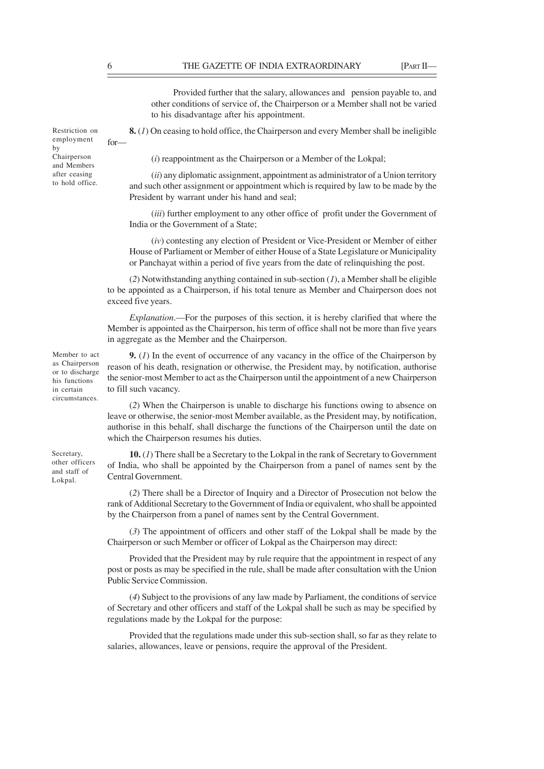Provided further that the salary, allowances and pension payable to, and other conditions of service of, the Chairperson or a Member shall not be varied to his disadvantage after his appointment.

Restriction on employment by Chairperson and Members after ceasing to hold office.

**8.** (*1*) On ceasing to hold office, the Chairperson and every Member shall be ineligible for—

(*i*) reappointment as the Chairperson or a Member of the Lokpal;

(*ii*) any diplomatic assignment, appointment as administrator of a Union territory and such other assignment or appointment which is required by law to be made by the President by warrant under his hand and seal;

(*iii*) further employment to any other office of profit under the Government of India or the Government of a State;

(*iv*) contesting any election of President or Vice-President or Member of either House of Parliament or Member of either House of a State Legislature or Municipality or Panchayat within a period of five years from the date of relinquishing the post.

(*2*) Notwithstanding anything contained in sub-section (*1*), a Member shall be eligible to be appointed as a Chairperson, if his total tenure as Member and Chairperson does not exceed five years.

*Explanation*.—For the purposes of this section, it is hereby clarified that where the Member is appointed as the Chairperson, his term of office shall not be more than five years in aggregate as the Member and the Chairperson.

Member to act as Chairperson or to discharge his functions in certain circumstances.

**9.** (*1*) In the event of occurrence of any vacancy in the office of the Chairperson by reason of his death, resignation or otherwise, the President may, by notification, authorise the senior-most Member to act as the Chairperson until the appointment of a new Chairperson to fill such vacancy.

(*2*) When the Chairperson is unable to discharge his functions owing to absence on leave or otherwise, the senior-most Member available, as the President may, by notification, authorise in this behalf, shall discharge the functions of the Chairperson until the date on which the Chairperson resumes his duties.

Secretary, other officers and staff of Lokpal.

**10.** (*1*) There shall be a Secretary to the Lokpal in the rank of Secretary to Government of India, who shall be appointed by the Chairperson from a panel of names sent by the Central Government.

(*2*) There shall be a Director of Inquiry and a Director of Prosecution not below the rank of Additional Secretary to the Government of India or equivalent, who shall be appointed by the Chairperson from a panel of names sent by the Central Government.

(*3*) The appointment of officers and other staff of the Lokpal shall be made by the Chairperson or such Member or officer of Lokpal as the Chairperson may direct:

Provided that the President may by rule require that the appointment in respect of any post or posts as may be specified in the rule, shall be made after consultation with the Union Public Service Commission.

(*4*) Subject to the provisions of any law made by Parliament, the conditions of service of Secretary and other officers and staff of the Lokpal shall be such as may be specified by regulations made by the Lokpal for the purpose:

Provided that the regulations made under this sub-section shall, so far as they relate to salaries, allowances, leave or pensions, require the approval of the President.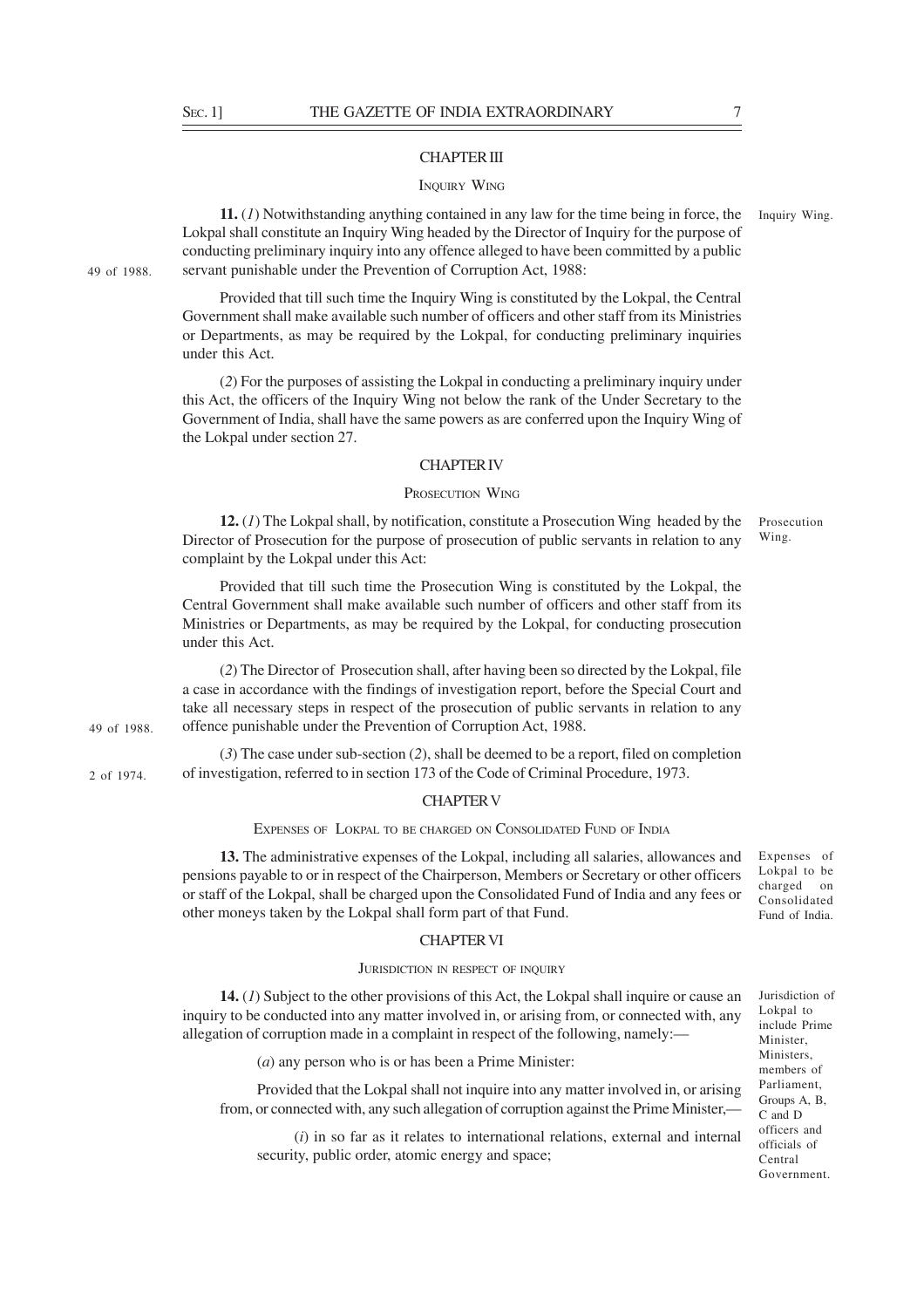## CHAPTER III

### INQUIRY WING

Inquiry Wing.

**11.** (*1*) Notwithstanding anything contained in any law for the time being in force, the Lokpal shall constitute an Inquiry Wing headed by the Director of Inquiry for the purpose of conducting preliminary inquiry into any offence alleged to have been committed by a public servant punishable under the Prevention of Corruption Act, 1988:

49 of 1988.

Provided that till such time the Inquiry Wing is constituted by the Lokpal, the Central Government shall make available such number of officers and other staff from its Ministries or Departments, as may be required by the Lokpal, for conducting preliminary inquiries under this Act.

(*2*) For the purposes of assisting the Lokpal in conducting a preliminary inquiry under this Act, the officers of the Inquiry Wing not below the rank of the Under Secretary to the Government of India, shall have the same powers as are conferred upon the Inquiry Wing of the Lokpal under section 27.

## CHAPTER IV

### PROSECUTION WING

Prosecution Wing.

**12.** (*1*) The Lokpal shall, by notification, constitute a Prosecution Wing headed by the Director of Prosecution for the purpose of prosecution of public servants in relation to any complaint by the Lokpal under this Act:

Provided that till such time the Prosecution Wing is constituted by the Lokpal, the Central Government shall make available such number of officers and other staff from its Ministries or Departments, as may be required by the Lokpal, for conducting prosecution under this Act.

(*2*) The Director of Prosecution shall, after having been so directed by the Lokpal, file a case in accordance with the findings of investigation report, before the Special Court and take all necessary steps in respect of the prosecution of public servants in relation to any offence punishable under the Prevention of Corruption Act, 1988.

49 of 1988.

(*3*) The case under sub-section (*2*), shall be deemed to be a report, filed on completion of investigation, referred to in section 173 of the Code of Criminal Procedure, 1973.

2 of 1974.

## CHAPTER V

### EXPENSES OF LOKPAL TO BE CHARGED ON CONSOLIDATED FUND OF INDIA

Expenses of Lokpal to be charged on Consolidated Fund of India.

**13.** The administrative expenses of the Lokpal, including all salaries, allowances and pensions payable to or in respect of the Chairperson, Members or Secretary or other officers or staff of the Lokpal, shall be charged upon the Consolidated Fund of India and any fees or other moneys taken by the Lokpal shall form part of that Fund.

## CHAPTER VI

### JURISDICTION IN RESPECT OF INQUIRY

Jurisdiction of Lokpal to include Prime Minister, Ministers, members of Parliament, Groups A, B, C and D officers and officials of Central Government.

**14.** (*1*) Subject to the other provisions of this Act, the Lokpal shall inquire or cause an inquiry to be conducted into any matter involved in, or arising from, or connected with, any allegation of corruption made in a complaint in respect of the following, namely:—

(*a*) any person who is or has been a Prime Minister:

Provided that the Lokpal shall not inquire into any matter involved in, or arising from, or connected with, any such allegation of corruption against the Prime Minister,—

(*i*) in so far as it relates to international relations, external and internal security, public order, atomic energy and space;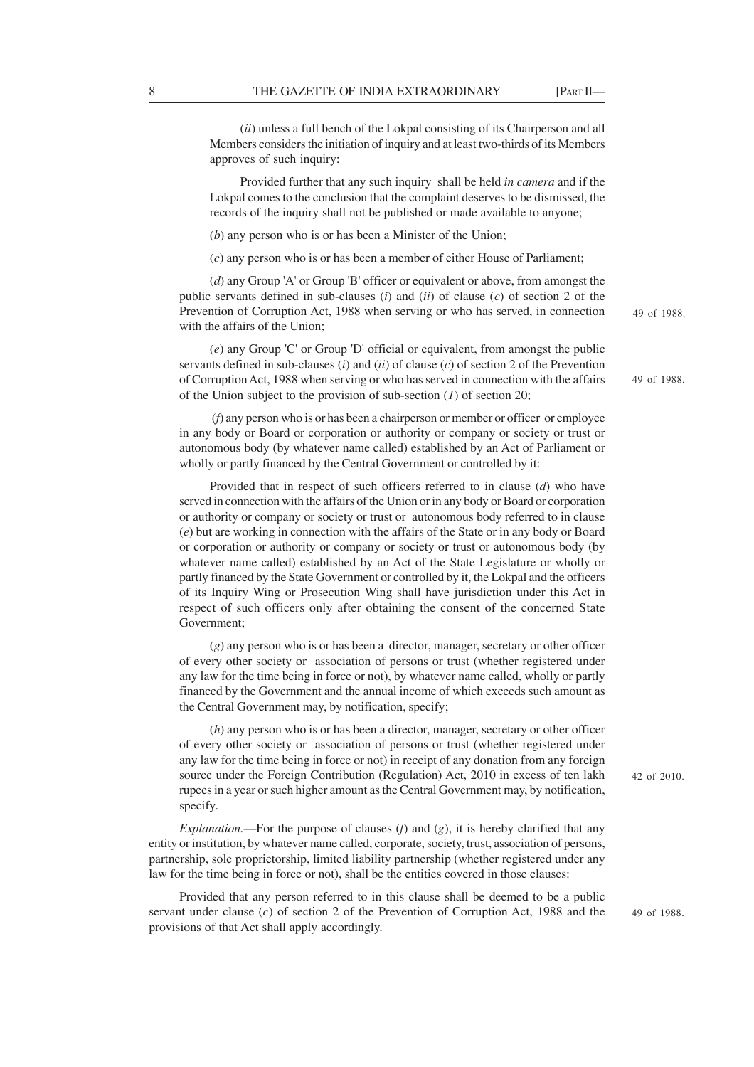(*ii*) unless a full bench of the Lokpal consisting of its Chairperson and all Members considers the initiation of inquiry and at least two-thirds of its Members approves of such inquiry:

Provided further that any such inquiry shall be held *in camera* and if the Lokpal comes to the conclusion that the complaint deserves to be dismissed, the records of the inquiry shall not be published or made available to anyone;

(*b*) any person who is or has been a Minister of the Union;

(*c*) any person who is or has been a member of either House of Parliament;

(*d*) any Group 'A' or Group 'B' officer or equivalent or above, from amongst the public servants defined in sub-clauses (*i*) and (*ii*) of clause (*c*) of section 2 of the Prevention of Corruption Act, 1988 when serving or who has served, in connection with the affairs of the Union;

49 of 1988.

(*e*) any Group 'C' or Group 'D' official or equivalent, from amongst the public servants defined in sub-clauses (*i*) and (*ii*) of clause (*c*) of section 2 of the Prevention of Corruption Act, 1988 when serving or who has served in connection with the affairs of the Union subject to the provision of sub-section (*1*) of section 20;

49 of 1988.

(*f*) any person who is or has been a chairperson or member or officer or employee in any body or Board or corporation or authority or company or society or trust or autonomous body (by whatever name called) established by an Act of Parliament or wholly or partly financed by the Central Government or controlled by it:

Provided that in respect of such officers referred to in clause (*d*) who have served in connection with the affairs of the Union or in any body or Board or corporation or authority or company or society or trust or autonomous body referred to in clause (*e*) but are working in connection with the affairs of the State or in any body or Board or corporation or authority or company or society or trust or autonomous body (by whatever name called) established by an Act of the State Legislature or wholly or partly financed by the State Government or controlled by it, the Lokpal and the officers of its Inquiry Wing or Prosecution Wing shall have jurisdiction under this Act in respect of such officers only after obtaining the consent of the concerned State Government;

(*g*) any person who is or has been a director, manager, secretary or other officer of every other society or association of persons or trust (whether registered under any law for the time being in force or not), by whatever name called, wholly or partly financed by the Government and the annual income of which exceeds such amount as the Central Government may, by notification, specify;

(*h*) any person who is or has been a director, manager, secretary or other officer of every other society or association of persons or trust (whether registered under any law for the time being in force or not) in receipt of any donation from any foreign source under the Foreign Contribution (Regulation) Act, 2010 in excess of ten lakh rupees in a year or such higher amount as the Central Government may, by notification, specify.

42 of 2010.

*Explanation.*—For the purpose of clauses (*f*) and (*g*), it is hereby clarified that any entity or institution, by whatever name called, corporate, society, trust, association of persons, partnership, sole proprietorship, limited liability partnership (whether registered under any law for the time being in force or not), shall be the entities covered in those clauses:

Provided that any person referred to in this clause shall be deemed to be a public servant under clause (*c*) of section 2 of the Prevention of Corruption Act, 1988 and the provisions of that Act shall apply accordingly.

49 of 1988.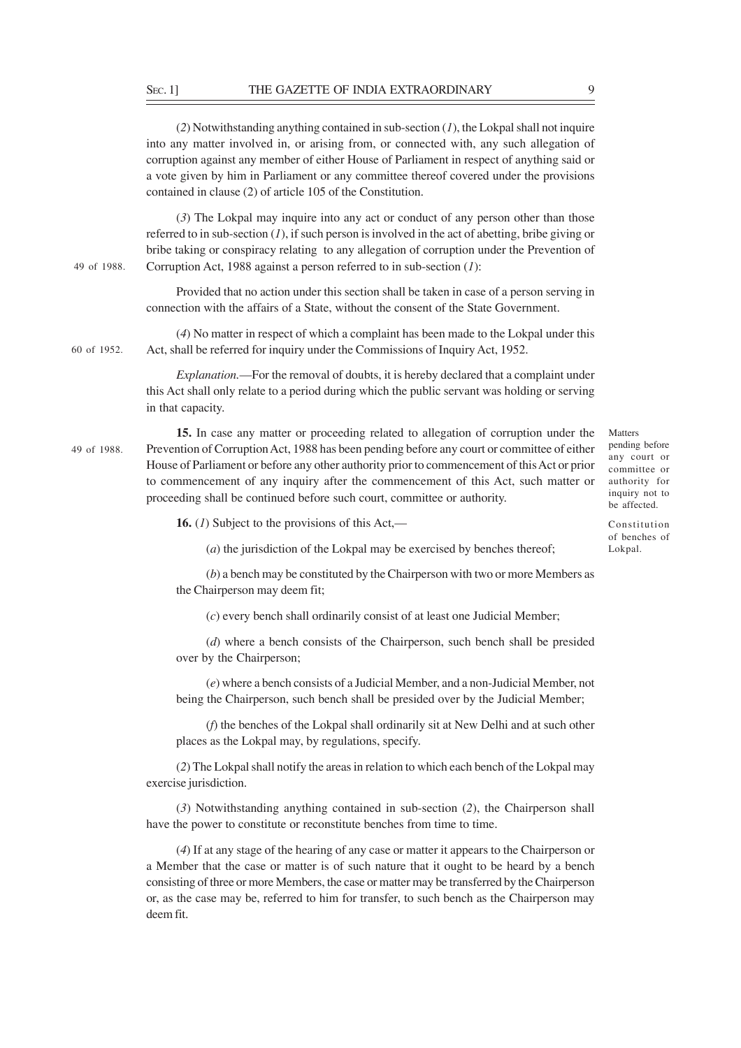(2) Notwithstanding anything contained in sub-section (*1*), the Lokpal shall not inquire into any matter involved in, or arising from, or connected with, any such allegation of corruption against any member of either House of Parliament in respect of anything said or a vote given by him in Parliament or any committee thereof covered under the provisions contained in clause (2) of article 105 of the Constitution.

(*3*) The Lokpal may inquire into any act or conduct of any person other than those referred to in sub-section (*1*), if such person is involved in the act of abetting, bribe giving or bribe taking or conspiracy relating to any allegation of corruption under the Prevention of Corruption Act, 1988 against a person referred to in sub-section (*1*):

49 of 1988.

Provided that no action under this section shall be taken in case of a person serving in connection with the affairs of a State, without the consent of the State Government.

(*4*) No matter in respect of which a complaint has been made to the Lokpal under this Act, shall be referred for inquiry under the Commissions of Inquiry Act, 1952.

60 of 1952.

*Explanation.*—For the removal of doubts, it is hereby declared that a complaint under this Act shall only relate to a period during which the public servant was holding or serving in that capacity.

Matters pending before any court or committee or authority for inquiry not to be affected.

**15.** In case any matter or proceeding related to allegation of corruption under the Prevention of Corruption Act, 1988 has been pending before any court or committee of either House of Parliament or before any other authority prior to commencement of this Act or prior to commencement of any inquiry after the commencement of this Act, such matter or proceeding shall be continued before such court, committee or authority.

49 of 1988.

Constitution of benches of Lokpal.

**16.** (*1*) Subject to the provisions of this Act,—

(*a*) the jurisdiction of the Lokpal may be exercised by benches thereof;

(*b*) a bench may be constituted by the Chairperson with two or more Members as the Chairperson may deem fit;

(*c*) every bench shall ordinarily consist of at least one Judicial Member;

(*d*) where a bench consists of the Chairperson, such bench shall be presided over by the Chairperson;

(*e*) where a bench consists of a Judicial Member, and a non-Judicial Member, not being the Chairperson, such bench shall be presided over by the Judicial Member;

(*f*) the benches of the Lokpal shall ordinarily sit at New Delhi and at such other places as the Lokpal may, by regulations, specify.

(*2*) The Lokpal shall notify the areas in relation to which each bench of the Lokpal may exercise jurisdiction.

(*3*) Notwithstanding anything contained in sub-section (*2*), the Chairperson shall have the power to constitute or reconstitute benches from time to time.

(*4*) If at any stage of the hearing of any case or matter it appears to the Chairperson or a Member that the case or matter is of such nature that it ought to be heard by a bench consisting of three or more Members, the case or matter may be transferred by the Chairperson or, as the case may be, referred to him for transfer, to such bench as the Chairperson may deem fit.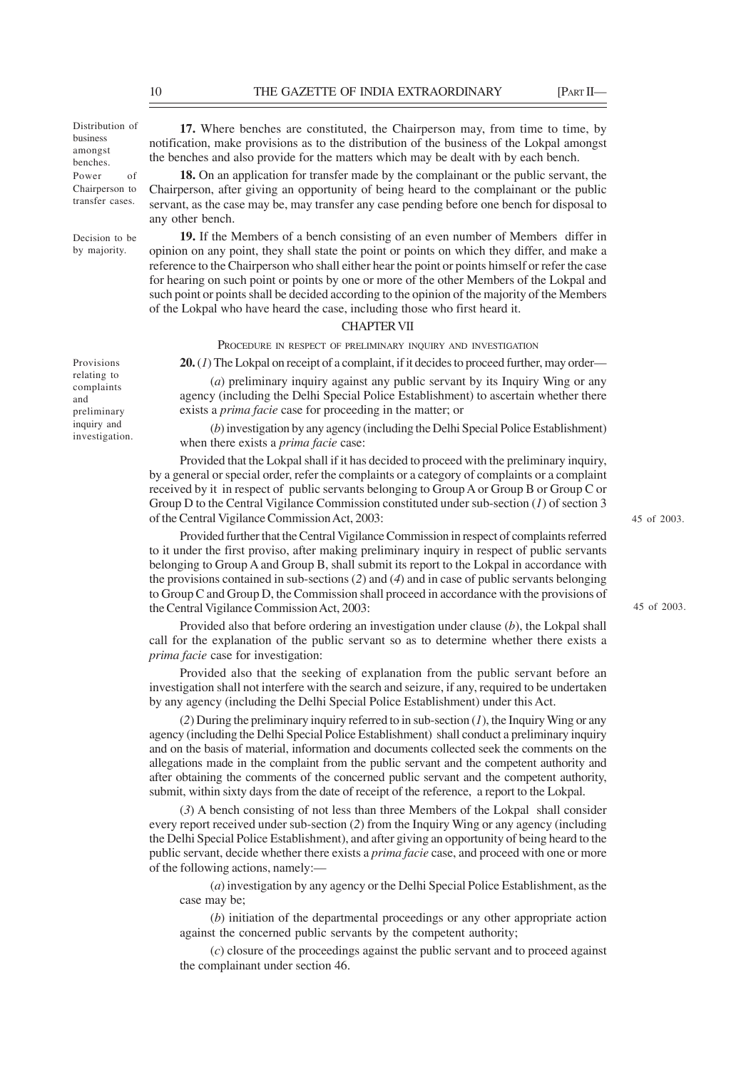Distribution of business amongst benches.

**17.** Where benches are constituted, the Chairperson may, from time to time, by notification, make provisions as to the distribution of the business of the Lokpal amongst the benches and also provide for the matters which may be dealt with by each bench.

Power of Chairperson to transfer cases.

**18.** On an application for transfer made by the complainant or the public servant, the Chairperson, after giving an opportunity of being heard to the complainant or the public servant, as the case may be, may transfer any case pending before one bench for disposal to any other bench.

Decision to be by majority.

**19.** If the Members of a bench consisting of an even number of Members differ in opinion on any point, they shall state the point or points on which they differ, and make a reference to the Chairperson who shall either hear the point or points himself or refer the case for hearing on such point or points by one or more of the other Members of the Lokpal and such point or points shall be decided according to the opinion of the majority of the Members of the Lokpal who have heard the case, including those who first heard it.

## CHAPTER VII

### PROCEDURE IN RESPECT OF PRELIMINARY INQUIRY AND INVESTIGATION

Provisions relating to complaints and preliminary inquiry and investigation.

**20.** (*1*) The Lokpal on receipt of a complaint, if it decides to proceed further, may order—

(*a*) preliminary inquiry against any public servant by its Inquiry Wing or any agency (including the Delhi Special Police Establishment) to ascertain whether there exists a *prima facie* case for proceeding in the matter; or

(*b*) investigation by any agency (including the Delhi Special Police Establishment) when there exists a *prima facie* case:

Provided that the Lokpal shall if it has decided to proceed with the preliminary inquiry, by a general or special order, refer the complaints or a category of complaints or a complaint received by it in respect of public servants belonging to Group A or Group B or Group C or Group D to the Central Vigilance Commission constituted under sub-section (*1*) of section 3 of the Central Vigilance Commission Act, 2003:

45 of 2003.

Provided further that the Central Vigilance Commission in respect of complaints referred to it under the first proviso, after making preliminary inquiry in respect of public servants belonging to Group A and Group B, shall submit its report to the Lokpal in accordance with the provisions contained in sub-sections (*2*) and (*4*) and in case of public servants belonging to Group C and Group D, the Commission shall proceed in accordance with the provisions of the Central Vigilance Commission Act, 2003:

45 of 2003.

Provided also that before ordering an investigation under clause (*b*), the Lokpal shall call for the explanation of the public servant so as to determine whether there exists a *prima facie* case for investigation:

Provided also that the seeking of explanation from the public servant before an investigation shall not interfere with the search and seizure, if any, required to be undertaken by any agency (including the Delhi Special Police Establishment) under this Act.

(*2*) During the preliminary inquiry referred to in sub-section (*1*), the Inquiry Wing or any agency (including the Delhi Special Police Establishment) shall conduct a preliminary inquiry and on the basis of material, information and documents collected seek the comments on the allegations made in the complaint from the public servant and the competent authority and after obtaining the comments of the concerned public servant and the competent authority, submit, within sixty days from the date of receipt of the reference, a report to the Lokpal.

(*3*) A bench consisting of not less than three Members of the Lokpal shall consider every report received under sub-section (*2*) from the Inquiry Wing or any agency (including the Delhi Special Police Establishment), and after giving an opportunity of being heard to the public servant, decide whether there exists a *prima facie* case, and proceed with one or more of the following actions, namely:—

(*a*) investigation by any agency or the Delhi Special Police Establishment, as the case may be;

(*b*) initiation of the departmental proceedings or any other appropriate action against the concerned public servants by the competent authority;

(*c*) closure of the proceedings against the public servant and to proceed against the complainant under section 46.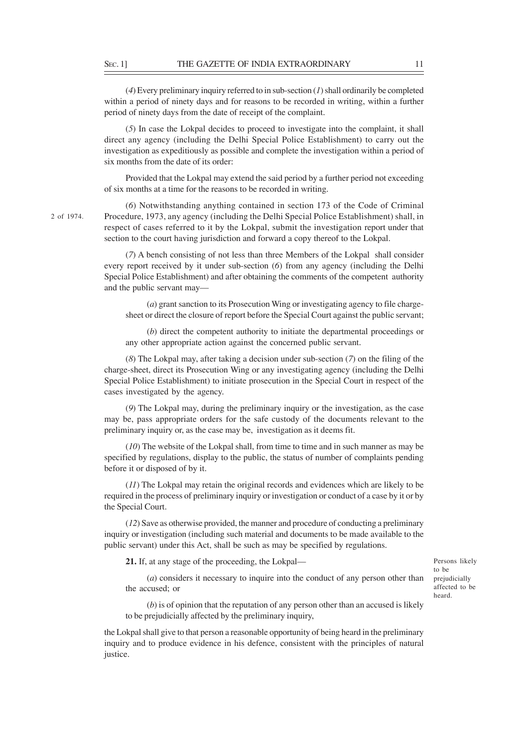(*4*) Every preliminary inquiry referred to in sub-section (*1*) shall ordinarily be completed within a period of ninety days and for reasons to be recorded in writing, within a further period of ninety days from the date of receipt of the complaint.

(*5*) In case the Lokpal decides to proceed to investigate into the complaint, it shall direct any agency (including the Delhi Special Police Establishment) to carry out the investigation as expeditiously as possible and complete the investigation within a period of six months from the date of its order:

Provided that the Lokpal may extend the said period by a further period not exceeding of six months at a time for the reasons to be recorded in writing.

(*6*) Notwithstanding anything contained in section 173 of the Code of Criminal Procedure, 1973, any agency (including the Delhi Special Police Establishment) shall, in respect of cases referred to it by the Lokpal, submit the investigation report under that section to the court having jurisdiction and forward a copy thereof to the Lokpal.

2 of 1974.

(*7*) A bench consisting of not less than three Members of the Lokpal shall consider every report received by it under sub-section (*6*) from any agency (including the Delhi Special Police Establishment) and after obtaining the comments of the competent authority and the public servant may—

(*a*) grant sanction to its Prosecution Wing or investigating agency to file charge-sheet or direct the closure of report before the Special Court against the public servant;

(*b*) direct the competent authority to initiate the departmental proceedings or any other appropriate action against the concerned public servant.

(*8*) The Lokpal may, after taking a decision under sub-section (*7*) on the filing of the charge-sheet, direct its Prosecution Wing or any investigating agency (including the Delhi Special Police Establishment) to initiate prosecution in the Special Court in respect of the cases investigated by the agency.

(*9*) The Lokpal may, during the preliminary inquiry or the investigation, as the case may be, pass appropriate orders for the safe custody of the documents relevant to the preliminary inquiry or, as the case may be, investigation as it deems fit.

(*10*) The website of the Lokpal shall, from time to time and in such manner as may be specified by regulations, display to the public, the status of number of complaints pending before it or disposed of by it.

(*11*) The Lokpal may retain the original records and evidences which are likely to be required in the process of preliminary inquiry or investigation or conduct of a case by it or by the Special Court.

(*12*) Save as otherwise provided, the manner and procedure of conducting a preliminary inquiry or investigation (including such material and documents to be made available to the public servant) under this Act, shall be such as may be specified by regulations.

Persons likely to be prejudicially affected to be heard.

**21.** If, at any stage of the proceeding, the Lokpal—

(*a*) considers it necessary to inquire into the conduct of any person other than the accused; or

(*b*) is of opinion that the reputation of any person other than an accused is likely to be prejudicially affected by the preliminary inquiry,

the Lokpal shall give to that person a reasonable opportunity of being heard in the preliminary inquiry and to produce evidence in his defence, consistent with the principles of natural justice.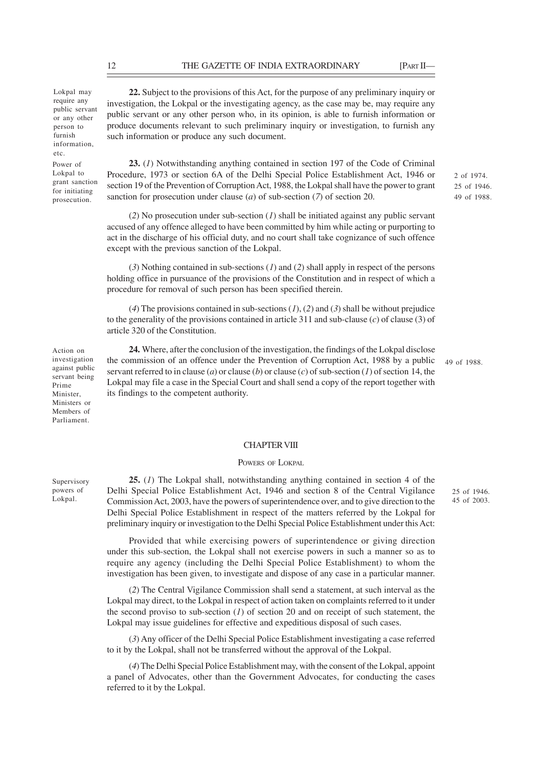Lokpal may require any public servant or any other person to furnish information, etc.

**22.** Subject to the provisions of this Act, for the purpose of any preliminary inquiry or investigation, the Lokpal or the investigating agency, as the case may be, may require any public servant or any other person who, in its opinion, is able to furnish information or produce documents relevant to such preliminary inquiry or investigation, to furnish any such information or produce any such document.

Power of Lokpal to grant sanction for initiating prosecution.

**23.** (*1*) Notwithstanding anything contained in section 197 of the Code of Criminal Procedure, 1973 or section 6A of the Delhi Special Police Establishment Act, 1946 or section 19 of the Prevention of Corruption Act, 1988, the Lokpal shall have the power to grant sanction for prosecution under clause (*a*) of sub-section (*7*) of section 20.

2 of 1974.
25 of 1946.
49 of 1988.

(*2*) No prosecution under sub-section (*1*) shall be initiated against any public servant accused of any offence alleged to have been committed by him while acting or purporting to act in the discharge of his official duty, and no court shall take cognizance of such offence except with the previous sanction of the Lokpal.

(*3*) Nothing contained in sub-sections (*1*) and (*2*) shall apply in respect of the persons holding office in pursuance of the provisions of the Constitution and in respect of which a procedure for removal of such person has been specified therein.

(*4*) The provisions contained in sub-sections (*1*), (*2*) and (*3*) shall be without prejudice to the generality of the provisions contained in article 311 and sub-clause (*c*) of clause (3) of article 320 of the Constitution.

Action on investigation against public servant being Prime Minister, Ministers or Members of Parliament.

**24.** Where, after the conclusion of the investigation, the findings of the Lokpal disclose the commission of an offence under the Prevention of Corruption Act, 1988 by a public servant referred to in clause (*a*) or clause (*b*) or clause (*c*) of sub-section (*1*) of section 14, the Lokpal may file a case in the Special Court and shall send a copy of the report together with its findings to the competent authority.

49 of 1988.

## CHAPTER VIII

### POWERS OF LOKPAL

Supervisory powers of Lokpal.

**25.** (*1*) The Lokpal shall, notwithstanding anything contained in section 4 of the Delhi Special Police Establishment Act, 1946 and section 8 of the Central Vigilance Commission Act, 2003, have the powers of superintendence over, and to give direction to the Delhi Special Police Establishment in respect of the matters referred by the Lokpal for preliminary inquiry or investigation to the Delhi Special Police Establishment under this Act:

25 of 1946.
45 of 2003.

Provided that while exercising powers of superintendence or giving direction under this sub-section, the Lokpal shall not exercise powers in such a manner so as to require any agency (including the Delhi Special Police Establishment) to whom the investigation has been given, to investigate and dispose of any case in a particular manner.

(*2*) The Central Vigilance Commission shall send a statement, at such interval as the Lokpal may direct, to the Lokpal in respect of action taken on complaints referred to it under the second proviso to sub-section (*1*) of section 20 and on receipt of such statement, the Lokpal may issue guidelines for effective and expeditious disposal of such cases.

(*3*) Any officer of the Delhi Special Police Establishment investigating a case referred to it by the Lokpal, shall not be transferred without the approval of the Lokpal.

(*4*) The Delhi Special Police Establishment may, with the consent of the Lokpal, appoint a panel of Advocates, other than the Government Advocates, for conducting the cases referred to it by the Lokpal.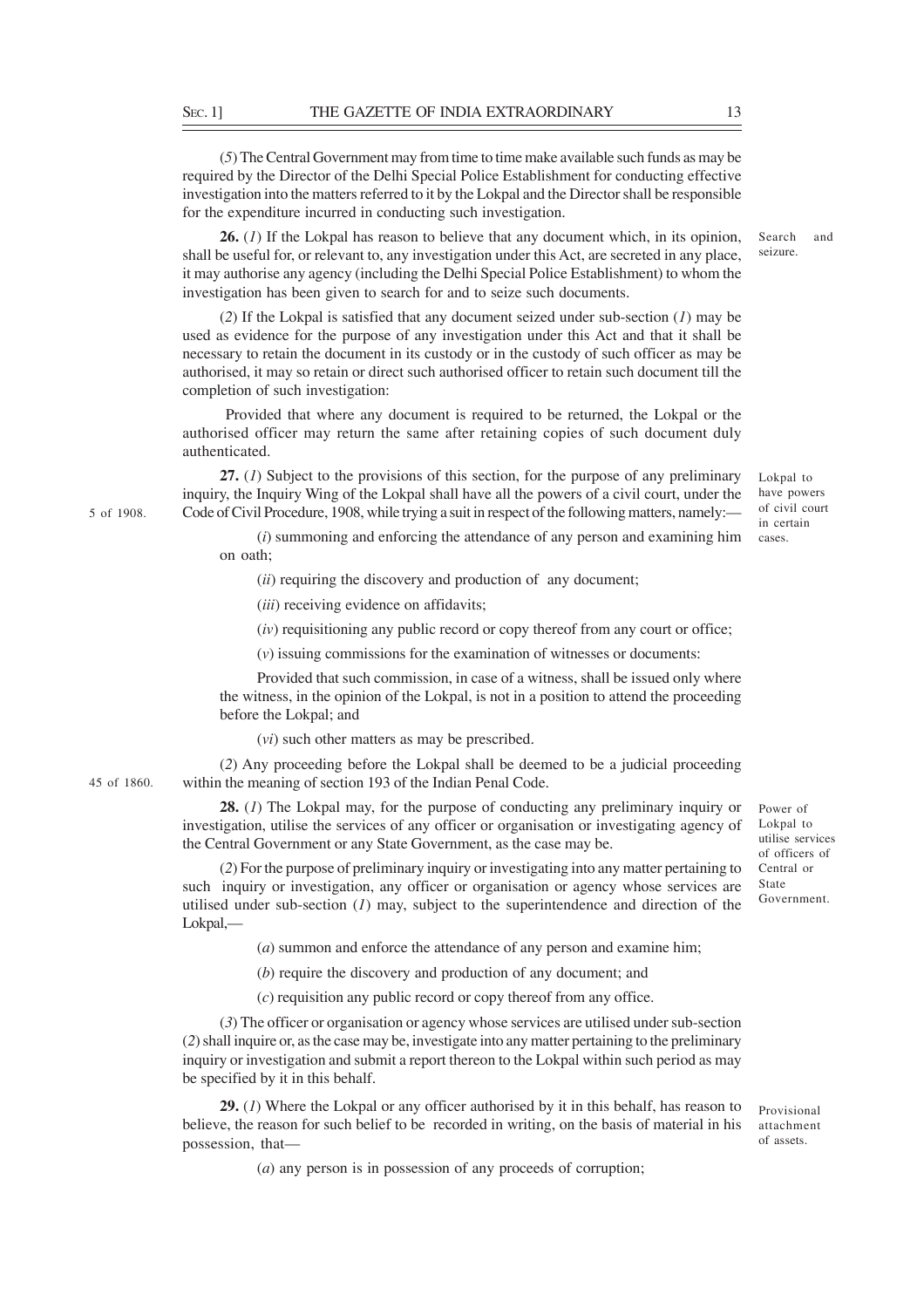(*5*) The Central Government may from time to time make available such funds as may be required by the Director of the Delhi Special Police Establishment for conducting effective investigation into the matters referred to it by the Lokpal and the Director shall be responsible for the expenditure incurred in conducting such investigation.

Search and seizure.

**26.** (*1*) If the Lokpal has reason to believe that any document which, in its opinion, shall be useful for, or relevant to, any investigation under this Act, are secreted in any place, it may authorise any agency (including the Delhi Special Police Establishment) to whom the investigation has been given to search for and to seize such documents.

(*2*) If the Lokpal is satisfied that any document seized under sub-section (*1*) may be used as evidence for the purpose of any investigation under this Act and that it shall be necessary to retain the document in its custody or in the custody of such officer as may be authorised, it may so retain or direct such authorised officer to retain such document till the completion of such investigation:

Provided that where any document is required to be returned, the Lokpal or the authorised officer may return the same after retaining copies of such document duly authenticated.

Lokpal to have powers of civil court in certain cases.

**27.** (*1*) Subject to the provisions of this section, for the purpose of any preliminary inquiry, the Inquiry Wing of the Lokpal shall have all the powers of a civil court, under the Code of Civil Procedure, 1908, while trying a suit in respect of the following matters, namely:—

5 of 1908.

(*i*) summoning and enforcing the attendance of any person and examining him on oath;

(*ii*) requiring the discovery and production of any document;

(*iii*) receiving evidence on affidavits;

(*iv*) requisitioning any public record or copy thereof from any court or office;

(*v*) issuing commissions for the examination of witnesses or documents:

Provided that such commission, in case of a witness, shall be issued only where the witness, in the opinion of the Lokpal, is not in a position to attend the proceeding before the Lokpal; and

(*vi*) such other matters as may be prescribed.

(*2*) Any proceeding before the Lokpal shall be deemed to be a judicial proceeding within the meaning of section 193 of the Indian Penal Code.

45 of 1860.

Power of Lokpal to utilise services of officers of Central or State Government.

**28.** (*1*) The Lokpal may, for the purpose of conducting any preliminary inquiry or investigation, utilise the services of any officer or organisation or investigating agency of the Central Government or any State Government, as the case may be.

(*2*) For the purpose of preliminary inquiry or investigating into any matter pertaining to such inquiry or investigation, any officer or organisation or agency whose services are utilised under sub-section (*1*) may, subject to the superintendence and direction of the Lokpal,—

(*a*) summon and enforce the attendance of any person and examine him;

(*b*) require the discovery and production of any document; and

(*c*) requisition any public record or copy thereof from any office.

(*3*) The officer or organisation or agency whose services are utilised under sub-section (*2*) shall inquire or, as the case may be, investigate into any matter pertaining to the preliminary inquiry or investigation and submit a report thereon to the Lokpal within such period as may be specified by it in this behalf.

Provisional attachment of assets.

**29.** (*1*) Where the Lokpal or any officer authorised by it in this behalf, has reason to believe, the reason for such belief to be recorded in writing, on the basis of material in his possession, that—

(*a*) any person is in possession of any proceeds of corruption;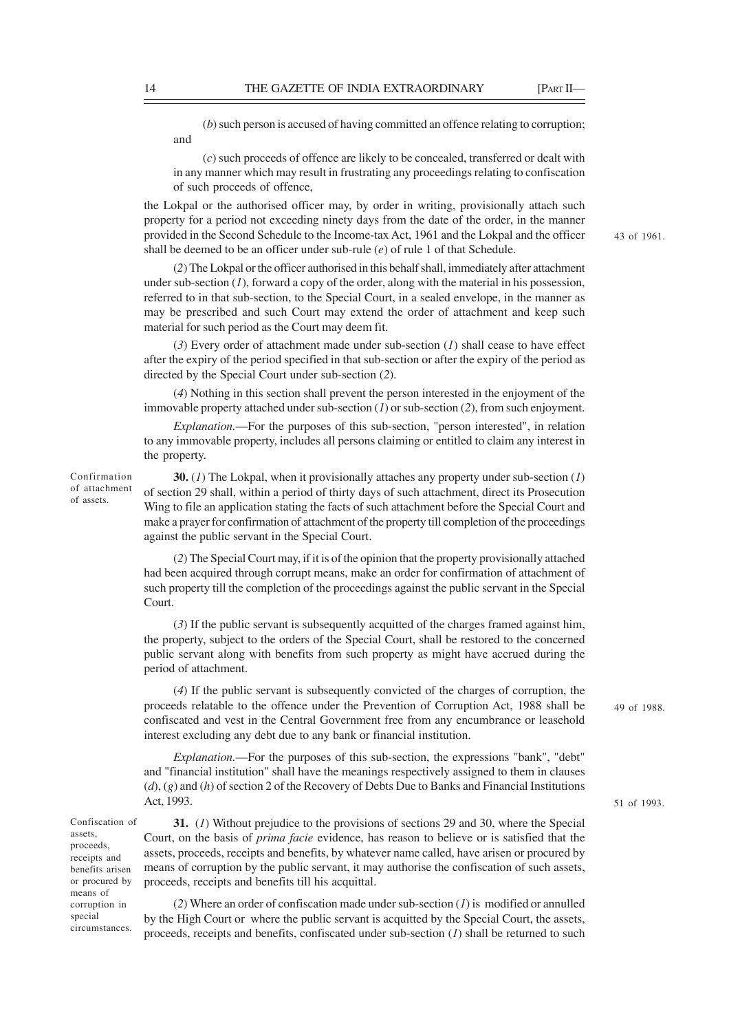(*b*) such person is accused of having committed an offence relating to corruption; and

(*c*) such proceeds of offence are likely to be concealed, transferred or dealt with in any manner which may result in frustrating any proceedings relating to confiscation of such proceeds of offence,

the Lokpal or the authorised officer may, by order in writing, provisionally attach such property for a period not exceeding ninety days from the date of the order, in the manner provided in the Second Schedule to the Income-tax Act, 1961 and the Lokpal and the officer shall be deemed to be an officer under sub-rule (*e*) of rule 1 of that Schedule. 43 of 1961.

(*2*) The Lokpal or the officer authorised in this behalf shall, immediately after attachment under sub-section (*1*), forward a copy of the order, along with the material in his possession, referred to in that sub-section, to the Special Court, in a sealed envelope, in the manner as may be prescribed and such Court may extend the order of attachment and keep such material for such period as the Court may deem fit.

(*3*) Every order of attachment made under sub-section (*1*) shall cease to have effect after the expiry of the period specified in that sub-section or after the expiry of the period as directed by the Special Court under sub-section (*2*).

(*4*) Nothing in this section shall prevent the person interested in the enjoyment of the immovable property attached under sub-section (*1*) or sub-section (*2*), from such enjoyment.

*Explanation.*—For the purposes of this sub-section, "person interested", in relation to any immovable property, includes all persons claiming or entitled to claim any interest in the property.

Confirmation of attachment of assets.

**30.** (*1*) The Lokpal, when it provisionally attaches any property under sub-section (*1*) of section 29 shall, within a period of thirty days of such attachment, direct its Prosecution Wing to file an application stating the facts of such attachment before the Special Court and make a prayer for confirmation of attachment of the property till completion of the proceedings against the public servant in the Special Court.

(*2*) The Special Court may, if it is of the opinion that the property provisionally attached had been acquired through corrupt means, make an order for confirmation of attachment of such property till the completion of the proceedings against the public servant in the Special Court.

(*3*) If the public servant is subsequently acquitted of the charges framed against him, the property, subject to the orders of the Special Court, shall be restored to the concerned public servant along with benefits from such property as might have accrued during the period of attachment.

(*4*) If the public servant is subsequently convicted of the charges of corruption, the proceeds relatable to the offence under the Prevention of Corruption Act, 1988 shall be confiscated and vest in the Central Government free from any encumbrance or leasehold interest excluding any debt due to any bank or financial institution. 49 of 1988.

*Explanation.*—For the purposes of this sub-section, the expressions "bank", "debt" and "financial institution" shall have the meanings respectively assigned to them in clauses (*d*), (*g*) and (*h*) of section 2 of the Recovery of Debts Due to Banks and Financial Institutions Act, 1993. 51 of 1993.

Confiscation of assets, proceeds, receipts and benefits arisen or procured by means of corruption in special circumstances.

**31.** (*1*) Without prejudice to the provisions of sections 29 and 30, where the Special Court, on the basis of *prima facie* evidence, has reason to believe or is satisfied that the assets, proceeds, receipts and benefits, by whatever name called, have arisen or procured by means of corruption by the public servant, it may authorise the confiscation of such assets, proceeds, receipts and benefits till his acquittal.

(*2*) Where an order of confiscation made under sub-section (*1*) is modified or annulled by the High Court or where the public servant is acquitted by the Special Court, the assets, proceeds, receipts and benefits, confiscated under sub-section (*1*) shall be returned to such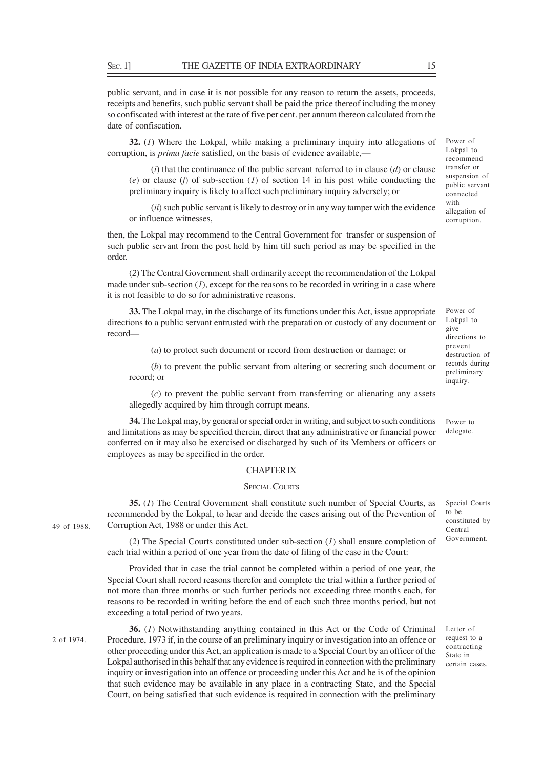public servant, and in case it is not possible for any reason to return the assets, proceeds, receipts and benefits, such public servant shall be paid the price thereof including the money so confiscated with interest at the rate of five per cent. per annum thereon calculated from the date of confiscation.

Power of Lokpal to recommend transfer or suspension of public servant connected with allegation of corruption.

**32.** (*1*) Where the Lokpal, while making a preliminary inquiry into allegations of corruption, is *prima facie* satisfied, on the basis of evidence available,—

(*i*) that the continuance of the public servant referred to in clause (*d*) or clause (*e*) or clause (*f*) of sub-section (*1*) of section 14 in his post while conducting the preliminary inquiry is likely to affect such preliminary inquiry adversely; or

(*ii*) such public servant is likely to destroy or in any way tamper with the evidence or influence witnesses,

then, the Lokpal may recommend to the Central Government for transfer or suspension of such public servant from the post held by him till such period as may be specified in the order.

(*2*) The Central Government shall ordinarily accept the recommendation of the Lokpal made under sub-section (*1*), except for the reasons to be recorded in writing in a case where it is not feasible to do so for administrative reasons.

Power of Lokpal to give directions to prevent destruction of records during preliminary inquiry.

**33.** The Lokpal may, in the discharge of its functions under this Act, issue appropriate directions to a public servant entrusted with the preparation or custody of any document or record—

(*a*) to protect such document or record from destruction or damage; or

(*b*) to prevent the public servant from altering or secreting such document or record; or

(*c*) to prevent the public servant from transferring or alienating any assets allegedly acquired by him through corrupt means.

Power to delegate.

**34.** The Lokpal may, by general or special order in writing, and subject to such conditions and limitations as may be specified therein, direct that any administrative or financial power conferred on it may also be exercised or discharged by such of its Members or officers or employees as may be specified in the order.

## CHAPTER IX

### SPECIAL COURTS

Special Courts to be constituted by Central Government.

**35.** (*1*) The Central Government shall constitute such number of Special Courts, as recommended by the Lokpal, to hear and decide the cases arising out of the Prevention of Corruption Act, 1988 or under this Act.

49 of 1988.

(*2*) The Special Courts constituted under sub-section (*1*) shall ensure completion of each trial within a period of one year from the date of filing of the case in the Court:

Provided that in case the trial cannot be completed within a period of one year, the Special Court shall record reasons therefor and complete the trial within a further period of not more than three months or such further periods not exceeding three months each, for reasons to be recorded in writing before the end of each such three months period, but not exceeding a total period of two years.

Letter of request to a contracting State in certain cases.

**36.** (*1*) Notwithstanding anything contained in this Act or the Code of Criminal Procedure, 1973 if, in the course of an preliminary inquiry or investigation into an offence or other proceeding under this Act, an application is made to a Special Court by an officer of the Lokpal authorised in this behalf that any evidence is required in connection with the preliminary inquiry or investigation into an offence or proceeding under this Act and he is of the opinion that such evidence may be available in any place in a contracting State, and the Special Court, on being satisfied that such evidence is required in connection with the preliminary

2 of 1974.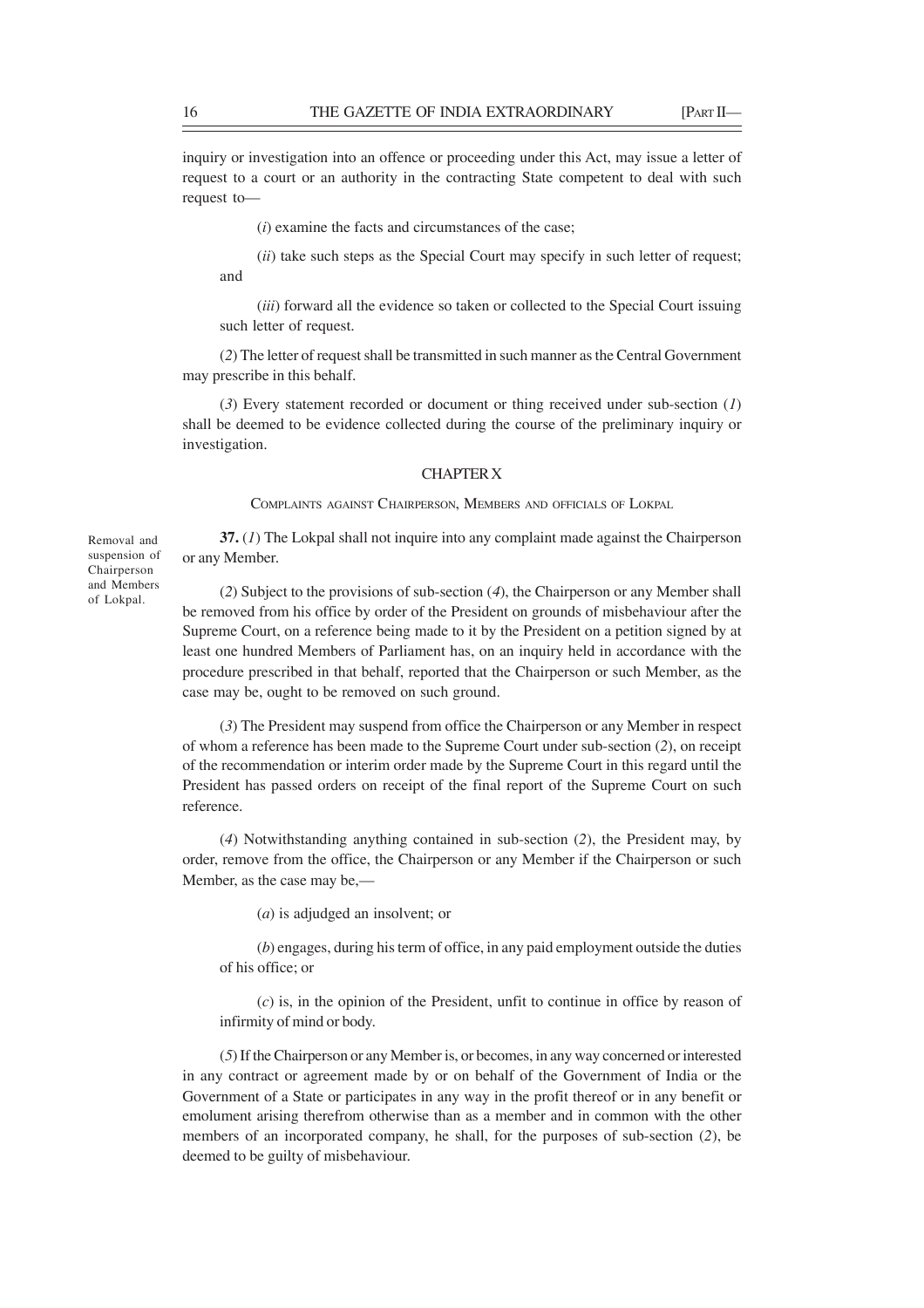inquiry or investigation into an offence or proceeding under this Act, may issue a letter of request to a court or an authority in the contracting State competent to deal with such request to—

(*i*) examine the facts and circumstances of the case;

(*ii*) take such steps as the Special Court may specify in such letter of request; and

(*iii*) forward all the evidence so taken or collected to the Special Court issuing such letter of request.

(*2*) The letter of request shall be transmitted in such manner as the Central Government may prescribe in this behalf.

(*3*) Every statement recorded or document or thing received under sub-section (*1*) shall be deemed to be evidence collected during the course of the preliminary inquiry or investigation.

## CHAPTER X

### COMPLAINTS AGAINST CHAIRPERSON, MEMBERS AND OFFICIALS OF LOKPAL

Removal and suspension of Chairperson and Members of Lokpal.

**37.** (*1*) The Lokpal shall not inquire into any complaint made against the Chairperson or any Member.

(*2*) Subject to the provisions of sub-section (*4*), the Chairperson or any Member shall be removed from his office by order of the President on grounds of misbehaviour after the Supreme Court, on a reference being made to it by the President on a petition signed by at least one hundred Members of Parliament has, on an inquiry held in accordance with the procedure prescribed in that behalf, reported that the Chairperson or such Member, as the case may be, ought to be removed on such ground.

(*3*) The President may suspend from office the Chairperson or any Member in respect of whom a reference has been made to the Supreme Court under sub-section (*2*), on receipt of the recommendation or interim order made by the Supreme Court in this regard until the President has passed orders on receipt of the final report of the Supreme Court on such reference.

(*4*) Notwithstanding anything contained in sub-section (*2*), the President may, by order, remove from the office, the Chairperson or any Member if the Chairperson or such Member, as the case may be,—

(*a*) is adjudged an insolvent; or

(*b*) engages, during his term of office, in any paid employment outside the duties of his office; or

(*c*) is, in the opinion of the President, unfit to continue in office by reason of infirmity of mind or body.

(*5*) If the Chairperson or any Member is, or becomes, in any way concerned or interested in any contract or agreement made by or on behalf of the Government of India or the Government of a State or participates in any way in the profit thereof or in any benefit or emolument arising therefrom otherwise than as a member and in common with the other members of an incorporated company, he shall, for the purposes of sub-section (*2*), be deemed to be guilty of misbehaviour.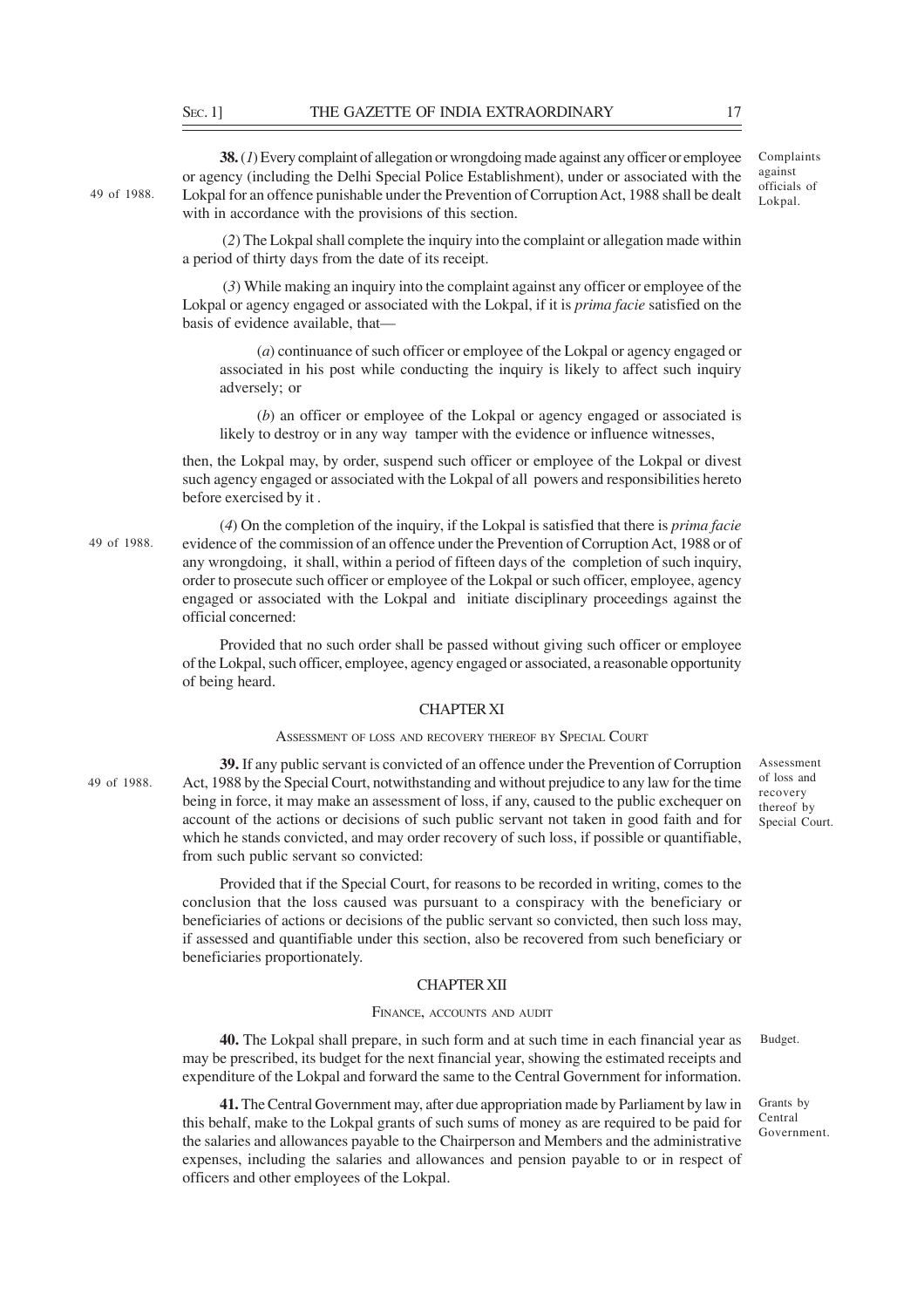**38.** (*1*) Every complaint of allegation or wrongdoing made against any officer or employee or agency (including the Delhi Special Police Establishment), under or associated with the Lokpal for an offence punishable under the Prevention of Corruption Act, 1988 shall be dealt with in accordance with the provisions of this section.

Complaints against officials of Lokpal.

49 of 1988.

(*2*) The Lokpal shall complete the inquiry into the complaint or allegation made within a period of thirty days from the date of its receipt.

(*3*) While making an inquiry into the complaint against any officer or employee of the Lokpal or agency engaged or associated with the Lokpal, if it is *prima facie* satisfied on the basis of evidence available, that—

(*a*) continuance of such officer or employee of the Lokpal or agency engaged or associated in his post while conducting the inquiry is likely to affect such inquiry adversely; or

(*b*) an officer or employee of the Lokpal or agency engaged or associated is likely to destroy or in any way tamper with the evidence or influence witnesses,

then, the Lokpal may, by order, suspend such officer or employee of the Lokpal or divest such agency engaged or associated with the Lokpal of all powers and responsibilities hereto before exercised by it .

(*4*) On the completion of the inquiry, if the Lokpal is satisfied that there is *prima facie* evidence of the commission of an offence under the Prevention of Corruption Act, 1988 or of any wrongdoing, it shall, within a period of fifteen days of the completion of such inquiry, order to prosecute such officer or employee of the Lokpal or such officer, employee, agency engaged or associated with the Lokpal and initiate disciplinary proceedings against the official concerned:

49 of 1988.

Provided that no such order shall be passed without giving such officer or employee of the Lokpal, such officer, employee, agency engaged or associated, a reasonable opportunity of being heard.

## CHAPTER XI

### ASSESSMENT OF LOSS AND RECOVERY THEREOF BY SPECIAL COURT

**39.** If any public servant is convicted of an offence under the Prevention of Corruption Act, 1988 by the Special Court, notwithstanding and without prejudice to any law for the time being in force, it may make an assessment of loss, if any, caused to the public exchequer on account of the actions or decisions of such public servant not taken in good faith and for which he stands convicted, and may order recovery of such loss, if possible or quantifiable, from such public servant so convicted:

Assessment of loss and recovery thereof by Special Court.

49 of 1988.

Provided that if the Special Court, for reasons to be recorded in writing, comes to the conclusion that the loss caused was pursuant to a conspiracy with the beneficiary or beneficiaries of actions or decisions of the public servant so convicted, then such loss may, if assessed and quantifiable under this section, also be recovered from such beneficiary or beneficiaries proportionately.

## CHAPTER XII

### FINANCE, ACCOUNTS AND AUDIT

**40.** The Lokpal shall prepare, in such form and at such time in each financial year as may be prescribed, its budget for the next financial year, showing the estimated receipts and expenditure of the Lokpal and forward the same to the Central Government for information.

Budget.

**41.** The Central Government may, after due appropriation made by Parliament by law in this behalf, make to the Lokpal grants of such sums of money as are required to be paid for the salaries and allowances payable to the Chairperson and Members and the administrative expenses, including the salaries and allowances and pension payable to or in respect of officers and other employees of the Lokpal.

Grants by Central Government.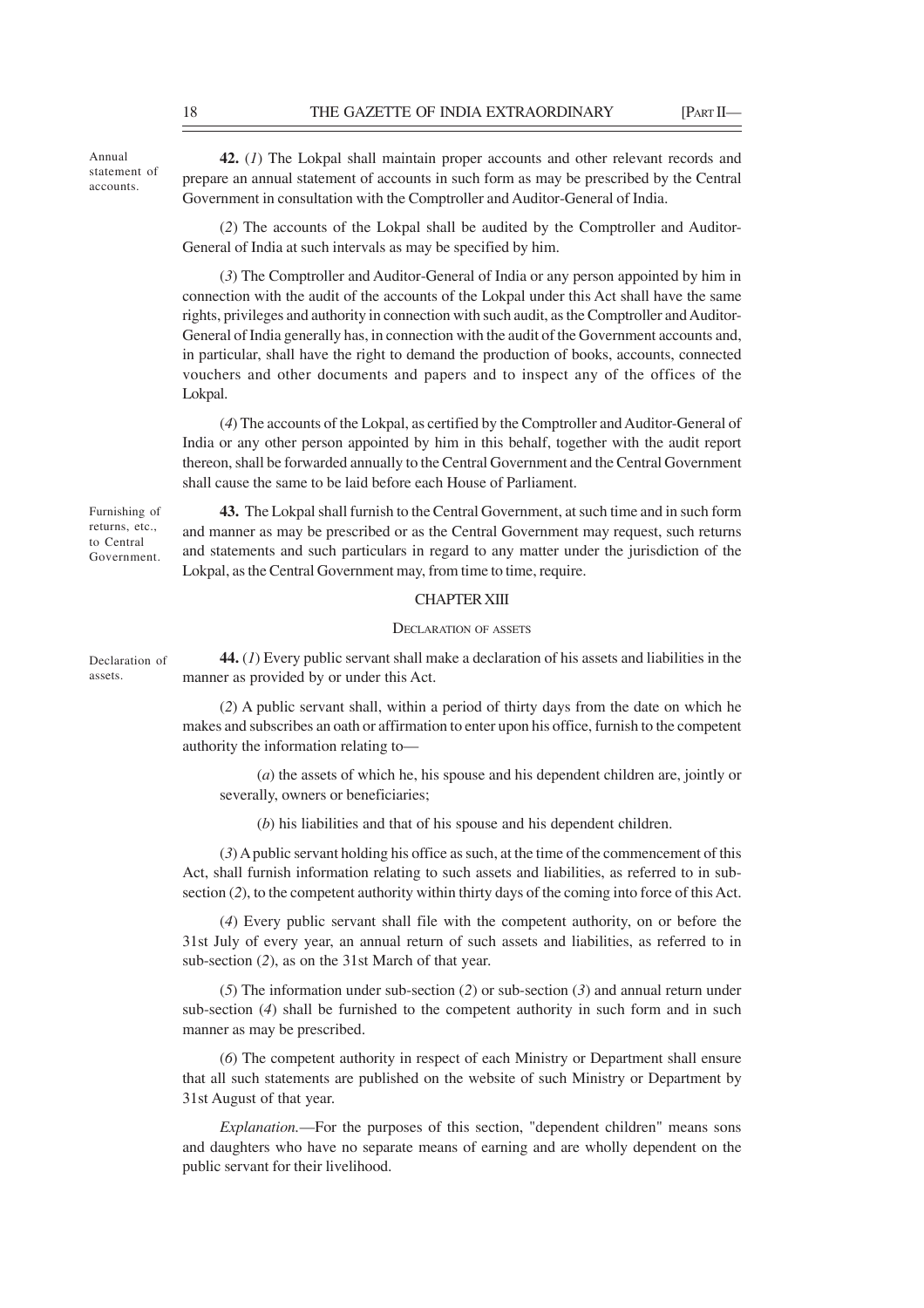Annual statement of accounts.

**42.** (*1*) The Lokpal shall maintain proper accounts and other relevant records and prepare an annual statement of accounts in such form as may be prescribed by the Central Government in consultation with the Comptroller and Auditor-General of India.

(*2*) The accounts of the Lokpal shall be audited by the Comptroller and Auditor-General of India at such intervals as may be specified by him.

(*3*) The Comptroller and Auditor-General of India or any person appointed by him in connection with the audit of the accounts of the Lokpal under this Act shall have the same rights, privileges and authority in connection with such audit, as the Comptroller and Auditor-General of India generally has, in connection with the audit of the Government accounts and, in particular, shall have the right to demand the production of books, accounts, connected vouchers and other documents and papers and to inspect any of the offices of the Lokpal.

(*4*) The accounts of the Lokpal, as certified by the Comptroller and Auditor-General of India or any other person appointed by him in this behalf, together with the audit report thereon, shall be forwarded annually to the Central Government and the Central Government shall cause the same to be laid before each House of Parliament.

Furnishing of returns, etc., to Central Government.

**43.** The Lokpal shall furnish to the Central Government, at such time and in such form and manner as may be prescribed or as the Central Government may request, such returns and statements and such particulars in regard to any matter under the jurisdiction of the Lokpal, as the Central Government may, from time to time, require.

## CHAPTER XIII

### DECLARATION OF ASSETS

Declaration of assets.

**44.** (*1*) Every public servant shall make a declaration of his assets and liabilities in the manner as provided by or under this Act.

(*2*) A public servant shall, within a period of thirty days from the date on which he makes and subscribes an oath or affirmation to enter upon his office, furnish to the competent authority the information relating to—

(*a*) the assets of which he, his spouse and his dependent children are, jointly or severally, owners or beneficiaries;

(*b*) his liabilities and that of his spouse and his dependent children.

(*3*) A public servant holding his office as such, at the time of the commencement of this Act, shall furnish information relating to such assets and liabilities, as referred to in sub-section (*2*), to the competent authority within thirty days of the coming into force of this Act.

(*4*) Every public servant shall file with the competent authority, on or before the 31st July of every year, an annual return of such assets and liabilities, as referred to in sub-section (*2*), as on the 31st March of that year.

(*5*) The information under sub-section (*2*) or sub-section (*3*) and annual return under sub-section (*4*) shall be furnished to the competent authority in such form and in such manner as may be prescribed.

(*6*) The competent authority in respect of each Ministry or Department shall ensure that all such statements are published on the website of such Ministry or Department by 31st August of that year.

*Explanation.*—For the purposes of this section, "dependent children" means sons and daughters who have no separate means of earning and are wholly dependent on the public servant for their livelihood.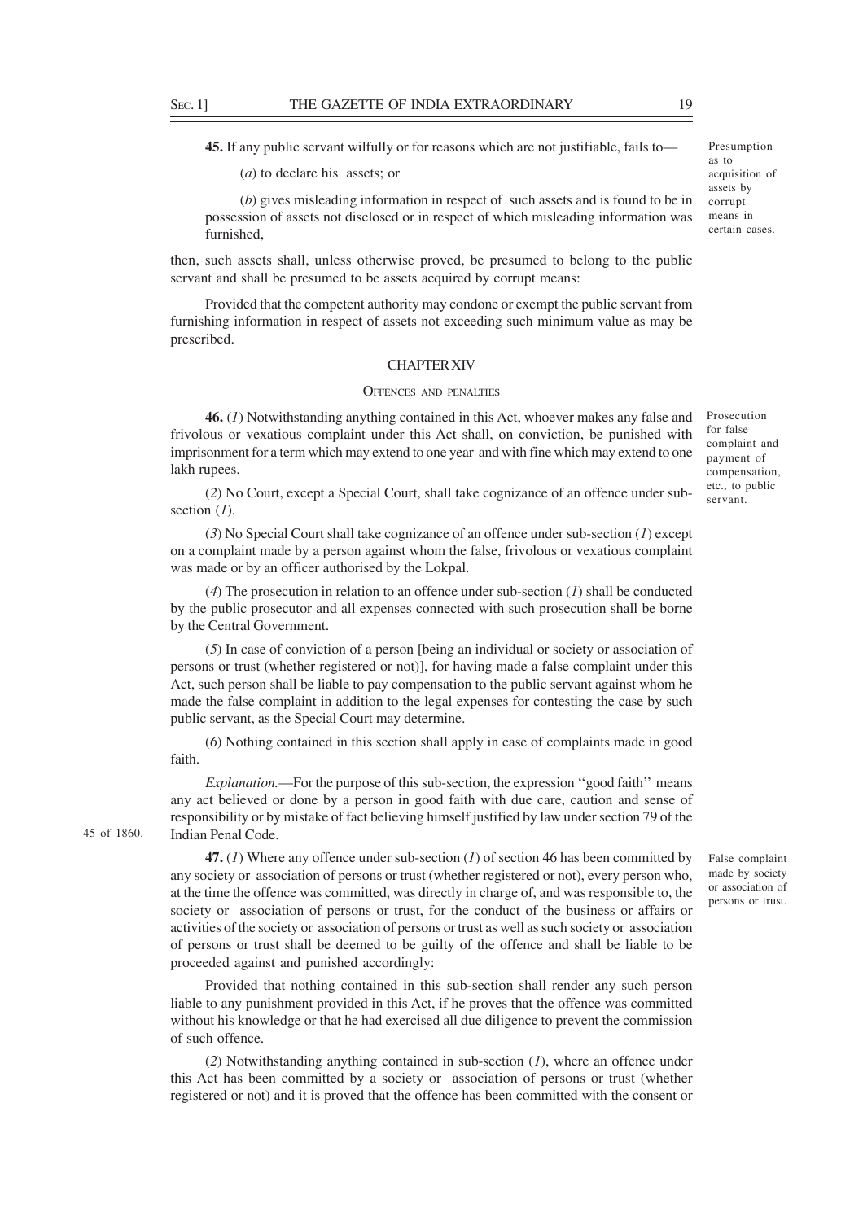**45.** If any public servant wilfully or for reasons which are not justifiable, fails to—

Presumption as to acquisition of assets by corrupt means in certain cases.

(*a*) to declare his assets; or

(*b*) gives misleading information in respect of such assets and is found to be in possession of assets not disclosed or in respect of which misleading information was furnished,

then, such assets shall, unless otherwise proved, be presumed to belong to the public servant and shall be presumed to be assets acquired by corrupt means:

Provided that the competent authority may condone or exempt the public servant from furnishing information in respect of assets not exceeding such minimum value as may be prescribed.

## CHAPTER XIV

### OFFENCES AND PENALTIES

Prosecution for false complaint and payment of compensation, etc., to public servant.

**46.** (*1*) Notwithstanding anything contained in this Act, whoever makes any false and frivolous or vexatious complaint under this Act shall, on conviction, be punished with imprisonment for a term which may extend to one year and with fine which may extend to one lakh rupees.

(*2*) No Court, except a Special Court, shall take cognizance of an offence under sub-section (*1*).

(*3*) No Special Court shall take cognizance of an offence under sub-section (*1*) except on a complaint made by a person against whom the false, frivolous or vexatious complaint was made or by an officer authorised by the Lokpal.

(*4*) The prosecution in relation to an offence under sub-section (*1*) shall be conducted by the public prosecutor and all expenses connected with such prosecution shall be borne by the Central Government.

(*5*) In case of conviction of a person [being an individual or society or association of persons or trust (whether registered or not)], for having made a false complaint under this Act, such person shall be liable to pay compensation to the public servant against whom he made the false complaint in addition to the legal expenses for contesting the case by such public servant, as the Special Court may determine.

(*6*) Nothing contained in this section shall apply in case of complaints made in good faith.

*Explanation.*—For the purpose of this sub-section, the expression "good faith" means any act believed or done by a person in good faith with due care, caution and sense of responsibility or by mistake of fact believing himself justified by law under section 79 of the Indian Penal Code.

45 of 1860.

False complaint made by society or association of persons or trust.

**47.** (*1*) Where any offence under sub-section (*1*) of section 46 has been committed by any society or association of persons or trust (whether registered or not), every person who, at the time the offence was committed, was directly in charge of, and was responsible to, the society or association of persons or trust, for the conduct of the business or affairs or activities of the society or association of persons or trust as well as such society or association of persons or trust shall be deemed to be guilty of the offence and shall be liable to be proceeded against and punished accordingly:

Provided that nothing contained in this sub-section shall render any such person liable to any punishment provided in this Act, if he proves that the offence was committed without his knowledge or that he had exercised all due diligence to prevent the commission of such offence.

(*2*) Notwithstanding anything contained in sub-section (*1*), where an offence under this Act has been committed by a society or association of persons or trust (whether registered or not) and it is proved that the offence has been committed with the consent or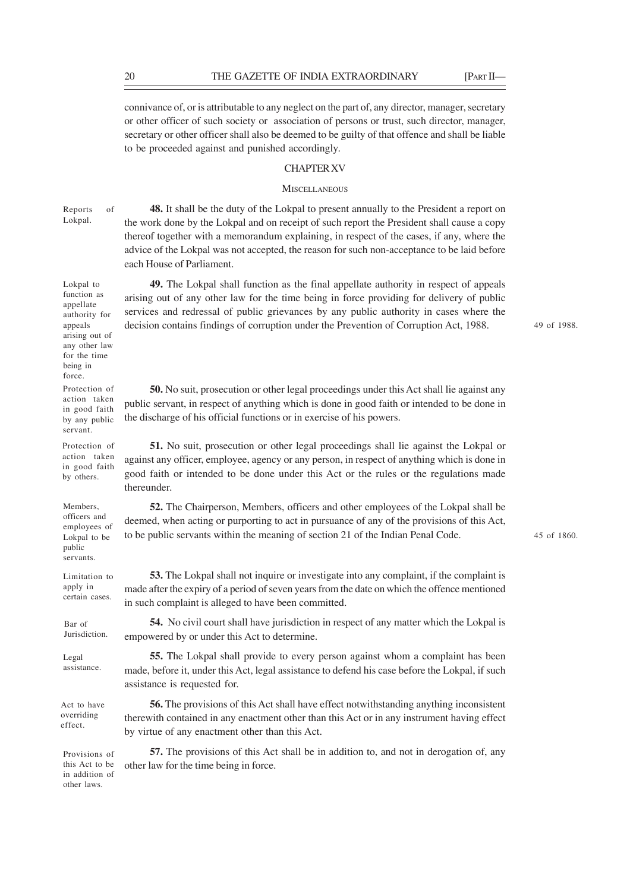connivance of, or is attributable to any neglect on the part of, any director, manager, secretary or other officer of such society or association of persons or trust, such director, manager, secretary or other officer shall also be deemed to be guilty of that offence and shall be liable to be proceeded against and punished accordingly.

## CHAPTER XV

### MISCELLANEOUS

Reports of Lokpal.

**48.** It shall be the duty of the Lokpal to present annually to the President a report on the work done by the Lokpal and on receipt of such report the President shall cause a copy thereof together with a memorandum explaining, in respect of the cases, if any, where the advice of the Lokpal was not accepted, the reason for such non-acceptance to be laid before each House of Parliament.

Lokpal to function as appellate authority for appeals arising out of any other law for the time being in force.

**49.** The Lokpal shall function as the final appellate authority in respect of appeals arising out of any other law for the time being in force providing for delivery of public services and redressal of public grievances by any public authority in cases where the decision contains findings of corruption under the Prevention of Corruption Act, 1988. (49 of 1988.)

Protection of action taken in good faith by any public servant.

**50.** No suit, prosecution or other legal proceedings under this Act shall lie against any public servant, in respect of anything which is done in good faith or intended to be done in the discharge of his official functions or in exercise of his powers.

Protection of action taken in good faith by others.

**51.** No suit, prosecution or other legal proceedings shall lie against the Lokpal or against any officer, employee, agency or any person, in respect of anything which is done in good faith or intended to be done under this Act or the rules or the regulations made thereunder.

Members, officers and employees of Lokpal to be public servants.

**52.** The Chairperson, Members, officers and other employees of the Lokpal shall be deemed, when acting or purporting to act in pursuance of any of the provisions of this Act, to be public servants within the meaning of section 21 of the Indian Penal Code. (45 of 1860.)

Limitation to apply in certain cases.

**53.** The Lokpal shall not inquire or investigate into any complaint, if the complaint is made after the expiry of a period of seven years from the date on which the offence mentioned in such complaint is alleged to have been committed.

Bar of Jurisdiction.

**54.** No civil court shall have jurisdiction in respect of any matter which the Lokpal is empowered by or under this Act to determine.

Legal assistance.

**55.** The Lokpal shall provide to every person against whom a complaint has been made, before it, under this Act, legal assistance to defend his case before the Lokpal, if such assistance is requested for.

Act to have overriding effect.

**56.** The provisions of this Act shall have effect notwithstanding anything inconsistent therewith contained in any enactment other than this Act or in any instrument having effect by virtue of any enactment other than this Act.

Provisions of this Act to be in addition of other laws.

**57.** The provisions of this Act shall be in addition to, and not in derogation of, any other law for the time being in force.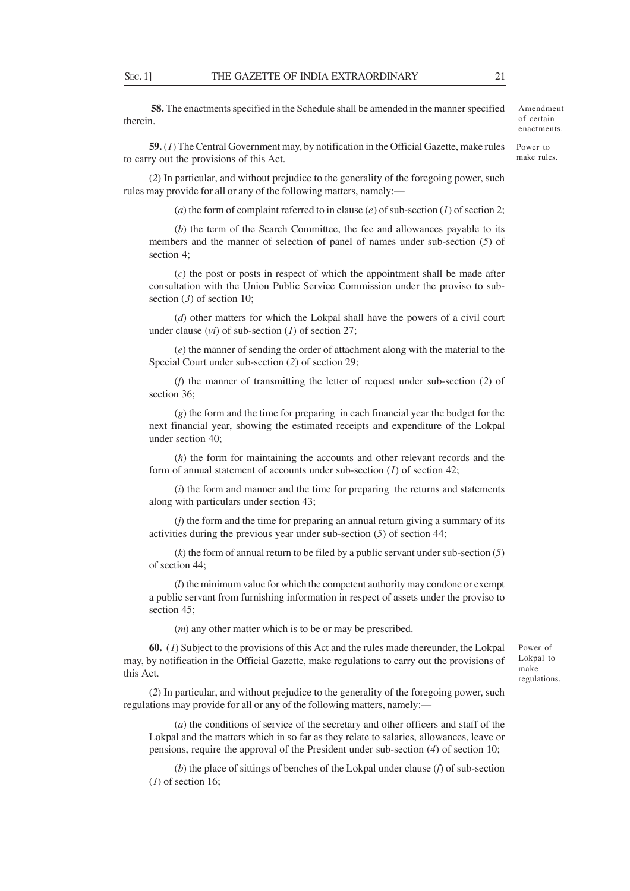**58.** The enactments specified in the Schedule shall be amended in the manner specified therein.

*Amendment of certain enactments.*

**59.** (*1*) The Central Government may, by notification in the Official Gazette, make rules to carry out the provisions of this Act.

*Power to make rules.*

(*2*) In particular, and without prejudice to the generality of the foregoing power, such rules may provide for all or any of the following matters, namely:—

(*a*) the form of complaint referred to in clause (*e*) of sub-section (*1*) of section 2;

(*b*) the term of the Search Committee, the fee and allowances payable to its members and the manner of selection of panel of names under sub-section (*5*) of section 4;

(*c*) the post or posts in respect of which the appointment shall be made after consultation with the Union Public Service Commission under the proviso to sub-section (*3*) of section 10;

(*d*) other matters for which the Lokpal shall have the powers of a civil court under clause (*vi*) of sub-section (*1*) of section 27;

(*e*) the manner of sending the order of attachment along with the material to the Special Court under sub-section (*2*) of section 29;

(*f*) the manner of transmitting the letter of request under sub-section (*2*) of section 36;

(*g*) the form and the time for preparing in each financial year the budget for the next financial year, showing the estimated receipts and expenditure of the Lokpal under section 40;

(*h*) the form for maintaining the accounts and other relevant records and the form of annual statement of accounts under sub-section (*1*) of section 42;

(*i*) the form and manner and the time for preparing the returns and statements along with particulars under section 43;

(*j*) the form and the time for preparing an annual return giving a summary of its activities during the previous year under sub-section (*5*) of section 44;

(*k*) the form of annual return to be filed by a public servant under sub-section (*5*) of section 44;

(*l*) the minimum value for which the competent authority may condone or exempt a public servant from furnishing information in respect of assets under the proviso to section 45;

(*m*) any other matter which is to be or may be prescribed.

**60.** (*1*) Subject to the provisions of this Act and the rules made thereunder, the Lokpal may, by notification in the Official Gazette, make regulations to carry out the provisions of this Act.

*Power of Lokpal to make regulations.*

(*2*) In particular, and without prejudice to the generality of the foregoing power, such regulations may provide for all or any of the following matters, namely:—

(*a*) the conditions of service of the secretary and other officers and staff of the Lokpal and the matters which in so far as they relate to salaries, allowances, leave or pensions, require the approval of the President under sub-section (*4*) of section 10;

(*b*) the place of sittings of benches of the Lokpal under clause (*f*) of sub-section (*1*) of section 16;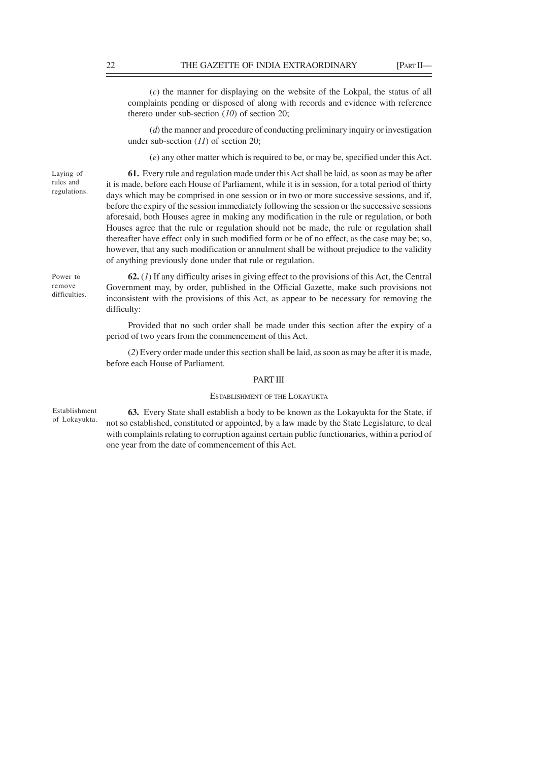(*c*) the manner for displaying on the website of the Lokpal, the status of all complaints pending or disposed of along with records and evidence with reference thereto under sub-section (*10*) of section 20;

(*d*) the manner and procedure of conducting preliminary inquiry or investigation under sub-section (*11*) of section 20;

(*e*) any other matter which is required to be, or may be, specified under this Act.

*Laying of rules and regulations.*

**61.** Every rule and regulation made under this Act shall be laid, as soon as may be after it is made, before each House of Parliament, while it is in session, for a total period of thirty days which may be comprised in one session or in two or more successive sessions, and if, before the expiry of the session immediately following the session or the successive sessions aforesaid, both Houses agree in making any modification in the rule or regulation, or both Houses agree that the rule or regulation should not be made, the rule or regulation shall thereafter have effect only in such modified form or be of no effect, as the case may be; so, however, that any such modification or annulment shall be without prejudice to the validity of anything previously done under that rule or regulation.

*Power to remove difficulties.*

**62.** (*1*) If any difficulty arises in giving effect to the provisions of this Act, the Central Government may, by order, published in the Official Gazette, make such provisions not inconsistent with the provisions of this Act, as appear to be necessary for removing the difficulty:

Provided that no such order shall be made under this section after the expiry of a period of two years from the commencement of this Act.

(*2*) Every order made under this section shall be laid, as soon as may be after it is made, before each House of Parliament.

## PART III

### ESTABLISHMENT OF THE LOKAYUKTA

*Establishment of Lokayukta.*

**63.** Every State shall establish a body to be known as the Lokayukta for the State, if not so established, constituted or appointed, by a law made by the State Legislature, to deal with complaints relating to corruption against certain public functionaries, within a period of one year from the date of commencement of this Act.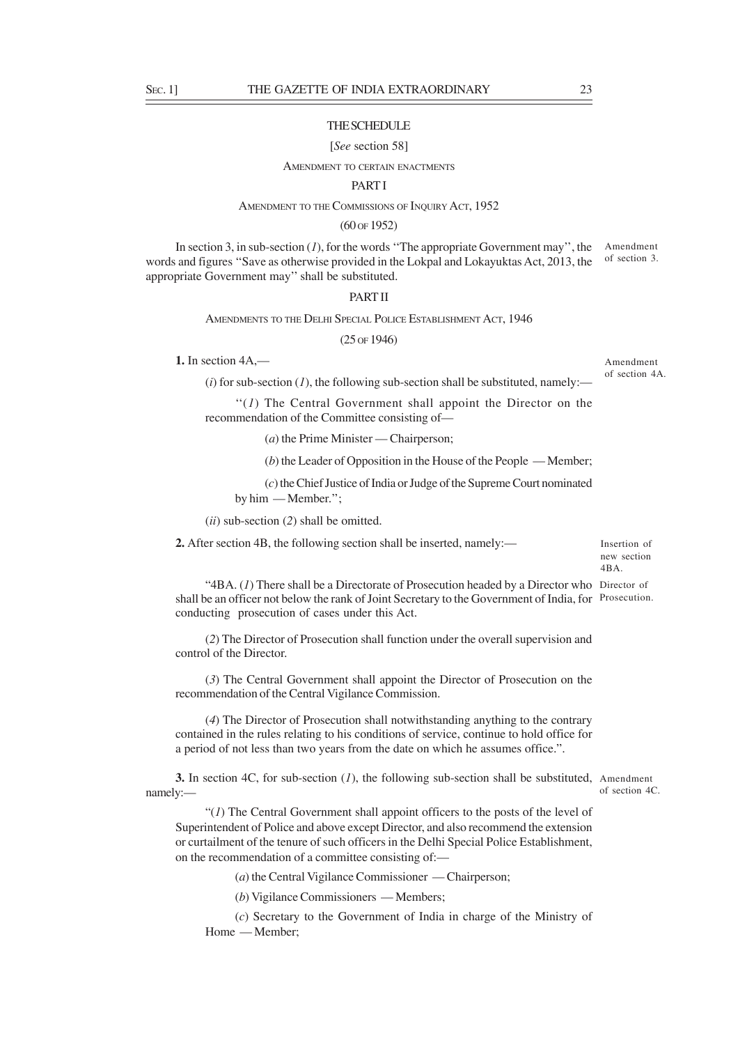## THE SCHEDULE

[*See* section 58]

AMENDMENT TO CERTAIN ENACTMENTS

### PART I

AMENDMENT TO THE COMMISSIONS OF INQUIRY ACT, 1952

(60 OF 1952)

Amendment of section 3.

In section 3, in sub-section (*1*), for the words "The appropriate Government may", the words and figures "Save as otherwise provided in the Lokpal and Lokayuktas Act, 2013, the appropriate Government may" shall be substituted.

### PART II

AMENDMENTS TO THE DELHI SPECIAL POLICE ESTABLISHMENT ACT, 1946

(25 OF 1946)

Amendment of section 4A.

**1.** In section 4A,—

(*i*) for sub-section (*1*), the following sub-section shall be substituted, namely:—

"(*1*) The Central Government shall appoint the Director on the recommendation of the Committee consisting of—

(*a*) the Prime Minister — Chairperson;

(*b*) the Leader of Opposition in the House of the People — Member;

(*c*) the Chief Justice of India or Judge of the Supreme Court nominated by him — Member.";

(*ii*) sub-section (*2*) shall be omitted.

Insertion of new section 4BA.

**2.** After section 4B, the following section shall be inserted, namely:—

Director of Prosecution.

"4BA. (*1*) There shall be a Directorate of Prosecution headed by a Director who shall be an officer not below the rank of Joint Secretary to the Government of India, for conducting prosecution of cases under this Act.

(*2*) The Director of Prosecution shall function under the overall supervision and control of the Director.

(*3*) The Central Government shall appoint the Director of Prosecution on the recommendation of the Central Vigilance Commission.

(*4*) The Director of Prosecution shall notwithstanding anything to the contrary contained in the rules relating to his conditions of service, continue to hold office for a period of not less than two years from the date on which he assumes office.".

Amendment of section 4C.

**3.** In section 4C, for sub-section (*1*), the following sub-section shall be substituted, namely:—

"(*1*) The Central Government shall appoint officers to the posts of the level of Superintendent of Police and above except Director, and also recommend the extension or curtailment of the tenure of such officers in the Delhi Special Police Establishment, on the recommendation of a committee consisting of:—

(*a*) the Central Vigilance Commissioner — Chairperson;

(*b*) Vigilance Commissioners — Members;

(*c*) Secretary to the Government of India in charge of the Ministry of Home — Member;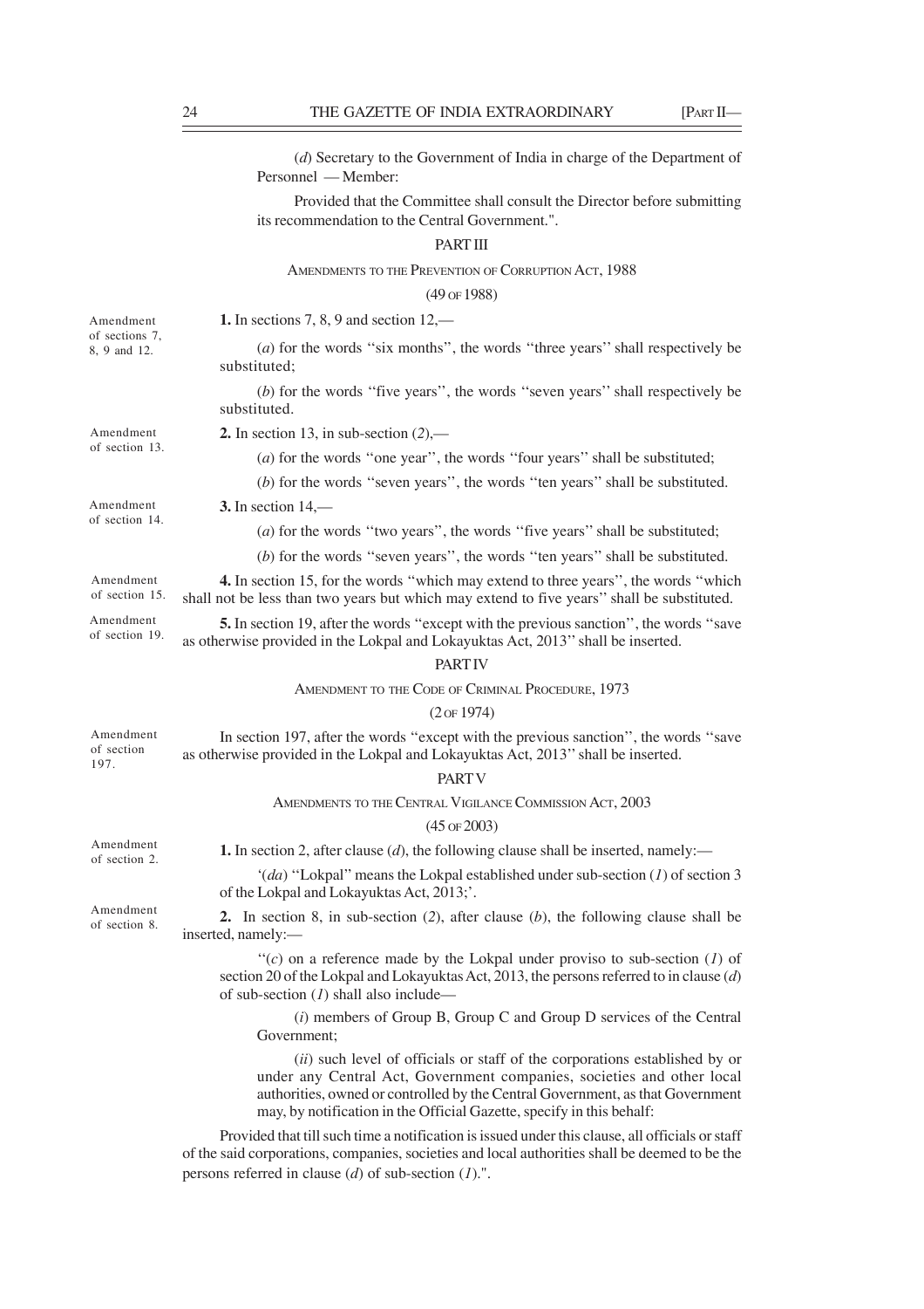(*d*) Secretary to the Government of India in charge of the Department of Personnel — Member:

Provided that the Committee shall consult the Director before submitting its recommendation to the Central Government.".

## PART III

### AMENDMENTS TO THE PREVENTION OF CORRUPTION ACT, 1988

(49 OF 1988)

*Amendment of sections 7, 8, 9 and 12.*

**1.** In sections 7, 8, 9 and section 12,—

(*a*) for the words ''six months'', the words ''three years'' shall respectively be substituted;

(*b*) for the words ''five years'', the words ''seven years'' shall respectively be substituted.

*Amendment of section 13.*

**2.** In section 13, in sub-section (*2*),—

(*a*) for the words ''one year'', the words ''four years'' shall be substituted;

(*b*) for the words ''seven years'', the words ''ten years'' shall be substituted.

*Amendment of section 14.*

**3.** In section 14,—

(*a*) for the words ''two years'', the words ''five years'' shall be substituted;

(*b*) for the words ''seven years'', the words ''ten years'' shall be substituted.

*Amendment of section 15.*

**4.** In section 15, for the words ''which may extend to three years'', the words ''which shall not be less than two years but which may extend to five years'' shall be substituted.

*Amendment of section 19.*

**5.** In section 19, after the words ''except with the previous sanction'', the words ''save as otherwise provided in the Lokpal and Lokayuktas Act, 2013'' shall be inserted.

## PART IV

### AMENDMENT TO THE CODE OF CRIMINAL PROCEDURE, 1973

(2 OF 1974)

*Amendment of section 197.*

In section 197, after the words ''except with the previous sanction'', the words ''save as otherwise provided in the Lokpal and Lokayuktas Act, 2013'' shall be inserted.

## PART V

### AMENDMENTS TO THE CENTRAL VIGILANCE COMMISSION ACT, 2003

(45 OF 2003)

*Amendment of section 2.*

**1.** In section 2, after clause (*d*), the following clause shall be inserted, namely:—

'(*da*) ''Lokpal'' means the Lokpal established under sub-section (*1*) of section 3 of the Lokpal and Lokayuktas Act, 2013;'.

*Amendment of section 8.*

**2.** In section 8, in sub-section (*2*), after clause (*b*), the following clause shall be inserted, namely:—

''(*c*) on a reference made by the Lokpal under proviso to sub-section (*1*) of section 20 of the Lokpal and Lokayuktas Act, 2013, the persons referred to in clause (*d*) of sub-section (*1*) shall also include—

(*i*) members of Group B, Group C and Group D services of the Central Government;

(*ii*) such level of officials or staff of the corporations established by or under any Central Act, Government companies, societies and other local authorities, owned or controlled by the Central Government, as that Government may, by notification in the Official Gazette, specify in this behalf:

Provided that till such time a notification is issued under this clause, all officials or staff of the said corporations, companies, societies and local authorities shall be deemed to be the persons referred in clause (*d*) of sub-section (*1*).".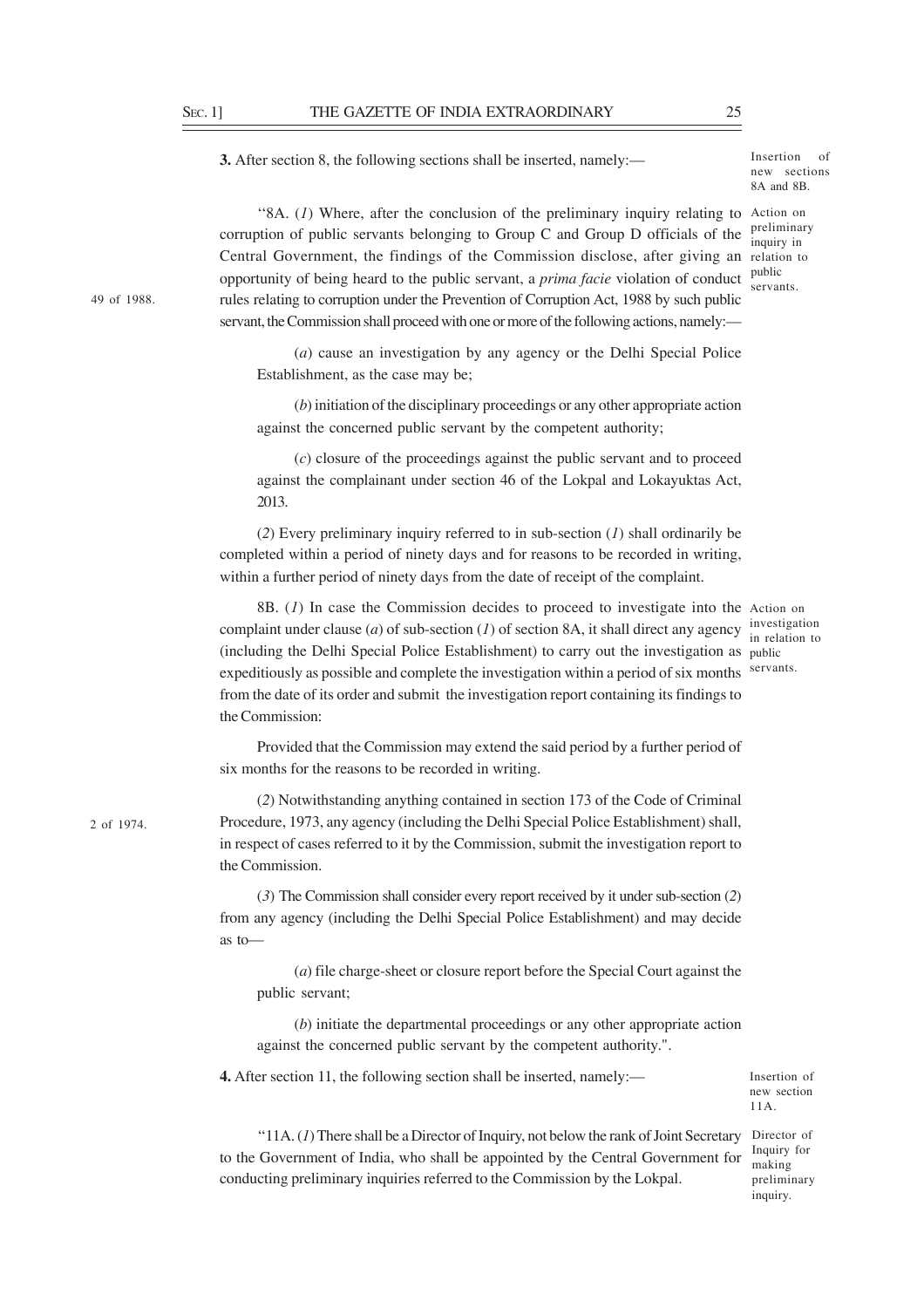**3.** After section 8, the following sections shall be inserted, namely:—

Insertion of new sections 8A and 8B.

"8A. (*1*) Where, after the conclusion of the preliminary inquiry relating to corruption of public servants belonging to Group C and Group D officials of the Central Government, the findings of the Commission disclose, after giving an opportunity of being heard to the public servant, a *prima facie* violation of conduct rules relating to corruption under the Prevention of Corruption Act, 1988 by such public servant, the Commission shall proceed with one or more of the following actions, namely:—

Action on preliminary inquiry in relation to public servants.

49 of 1988.

(*a*) cause an investigation by any agency or the Delhi Special Police Establishment, as the case may be;

(*b*) initiation of the disciplinary proceedings or any other appropriate action against the concerned public servant by the competent authority;

(*c*) closure of the proceedings against the public servant and to proceed against the complainant under section 46 of the Lokpal and Lokayuktas Act, 2013.

(*2*) Every preliminary inquiry referred to in sub-section (*1*) shall ordinarily be completed within a period of ninety days and for reasons to be recorded in writing, within a further period of ninety days from the date of receipt of the complaint.

8B. (*1*) In case the Commission decides to proceed to investigate into the complaint under clause (*a*) of sub-section (*1*) of section 8A, it shall direct any agency (including the Delhi Special Police Establishment) to carry out the investigation as expeditiously as possible and complete the investigation within a period of six months from the date of its order and submit the investigation report containing its findings to the Commission:

Action on investigation in relation to public servants.

Provided that the Commission may extend the said period by a further period of six months for the reasons to be recorded in writing.

(*2*) Notwithstanding anything contained in section 173 of the Code of Criminal Procedure, 1973, any agency (including the Delhi Special Police Establishment) shall, in respect of cases referred to it by the Commission, submit the investigation report to the Commission.

2 of 1974.

(*3*) The Commission shall consider every report received by it under sub-section (*2*) from any agency (including the Delhi Special Police Establishment) and may decide as to—

(*a*) file charge-sheet or closure report before the Special Court against the public servant;

(*b*) initiate the departmental proceedings or any other appropriate action against the concerned public servant by the competent authority.".

**4.** After section 11, the following section shall be inserted, namely:—

Insertion of new section 11A.

"11A. (*1*) There shall be a Director of Inquiry, not below the rank of Joint Secretary to the Government of India, who shall be appointed by the Central Government for conducting preliminary inquiries referred to the Commission by the Lokpal.

Director of Inquiry for making preliminary inquiry.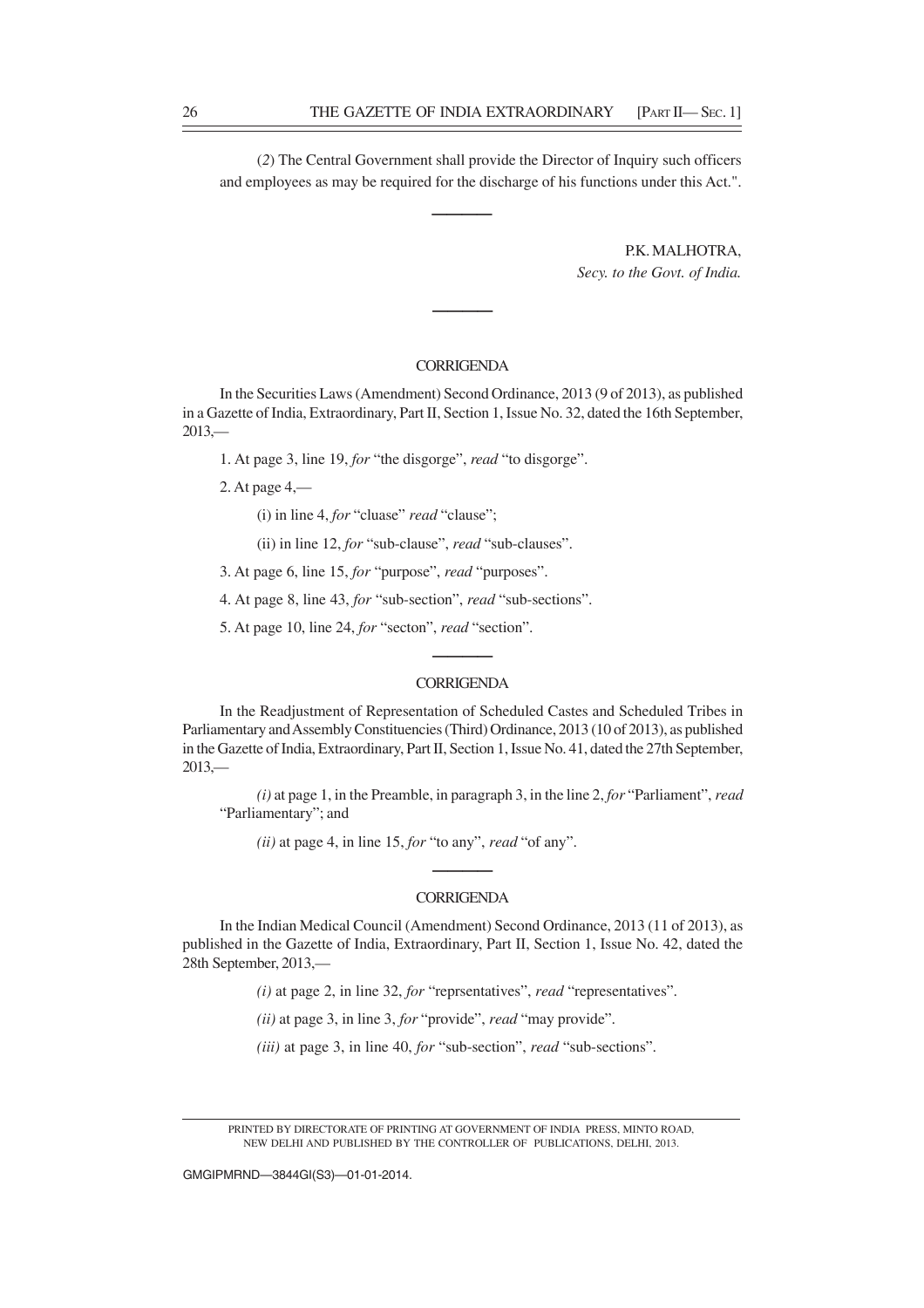(2) The Central Government shall provide the Director of Inquiry such officers and employees as may be required for the discharge of his functions under this Act.".

P.K. MALHOTRA,
*Secy. to the Govt. of India.*

## CORRIGENDA

In the Securities Laws (Amendment) Second Ordinance, 2013 (9 of 2013), as published in a Gazette of India, Extraordinary, Part II, Section 1, Issue No. 32, dated the 16th September, 2013,—

1. At page 3, line 19, *for* "the disgorge", *read* "to disgorge".

2. At page 4,—

(i) in line 4, *for* "cluase" *read* "clause";

(ii) in line 12, *for* "sub-clause", *read* "sub-clauses".

3. At page 6, line 15, *for* "purpose", *read* "purposes".

4. At page 8, line 43, *for* "sub-section", *read* "sub-sections".

5. At page 10, line 24, *for* "secton", *read* "section".

## CORRIGENDA

In the Readjustment of Representation of Scheduled Castes and Scheduled Tribes in Parliamentary and Assembly Constituencies (Third) Ordinance, 2013 (10 of 2013), as published in the Gazette of India, Extraordinary, Part II, Section 1, Issue No. 41, dated the 27th September, 2013,—

*(i)* at page 1, in the Preamble, in paragraph 3, in the line 2, *for* "Parliament", *read* "Parliamentary"; and

*(ii)* at page 4, in line 15, *for* "to any", *read* "of any".

## CORRIGENDA

In the Indian Medical Council (Amendment) Second Ordinance, 2013 (11 of 2013), as published in the Gazette of India, Extraordinary, Part II, Section 1, Issue No. 42, dated the 28th September, 2013,—

*(i)* at page 2, in line 32, *for* "reprsentatives", *read* "representatives".

*(ii)* at page 3, in line 3, *for* "provide", *read* "may provide".

*(iii)* at page 3, in line 40, *for* "sub-section", *read* "sub-sections".

PRINTED BY DIRECTORATE OF PRINTING AT GOVERNMENT OF INDIA PRESS, MINTO ROAD, NEW DELHI AND PUBLISHED BY THE CONTROLLER OF PUBLICATIONS, DELHI, 2013.

GMGIPMRND—3844GI(S3)—01-01-2014.